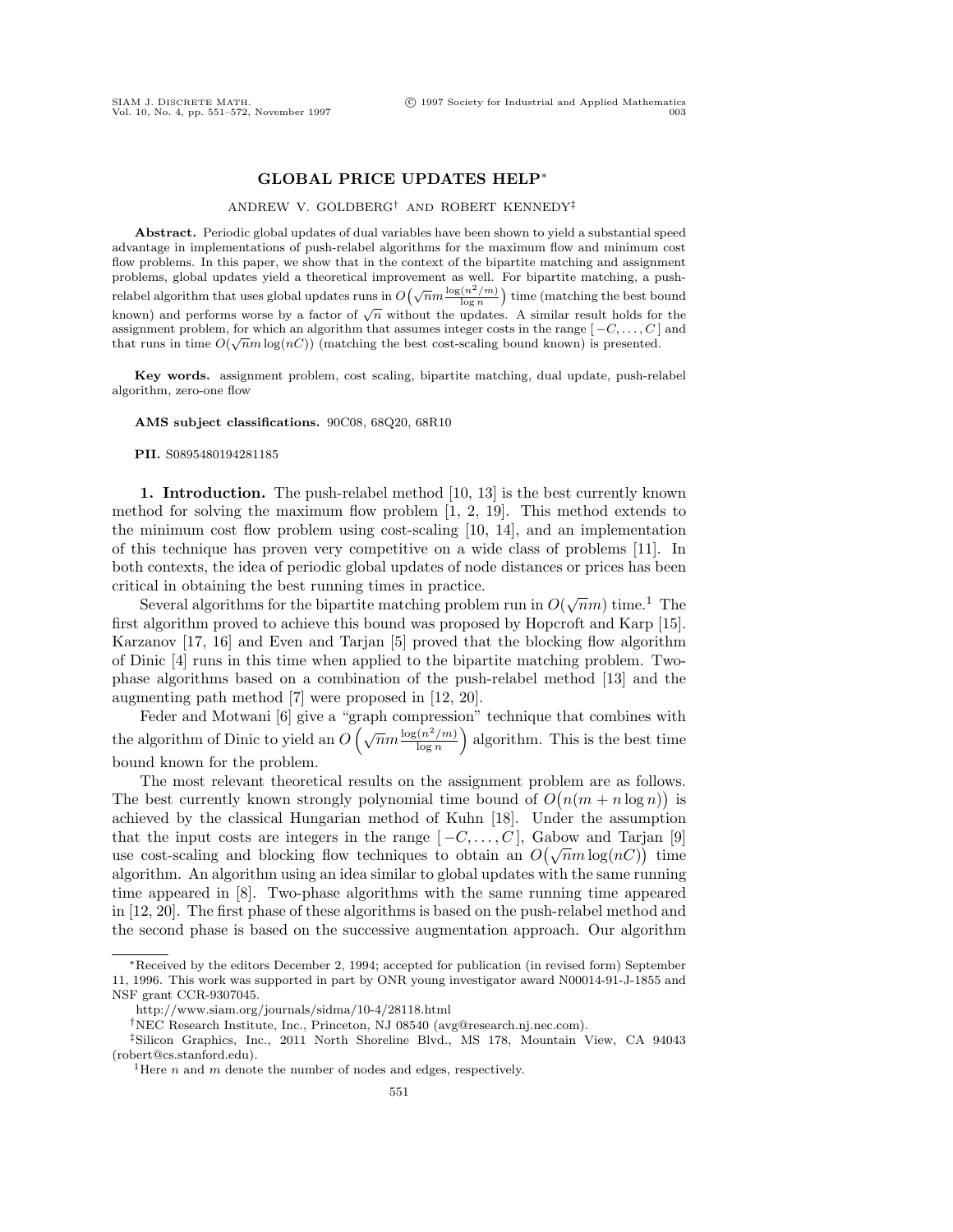# GLOBAL PRICE UPDATES HELP*

ANDREW V. GOLDBERG† AND ROBERT KENNEDY‡

**Abstract.** Periodic global updates of dual variables have been shown to yield a substantial speed advantage in implementations of push-relabel algorithms for the maximum flow and minimum cost flow problems. In this paper, we show that in the context of the bipartite matching and assignment problems, global updates yield a theoretical improvement as well. For bipartite matching, a push-relabel algorithm that uses global updates runs in $O\big(\sqrt{n}m\frac{\log(n^2/m)}{\log n}\big)$ time (matching the best bound known) and performs worse by a factor of $\sqrt{n}$ without the updates. A similar result holds for the assignment problem, for which an algorithm that assumes integer costs in the range $[\,-C,\ldots,C\,]$ and that runs in time $O(\sqrt{n}m\log(nC))$ (matching the best cost-scaling bound known) is presented.

**Key words.** assignment problem, cost scaling, bipartite matching, dual update, push-relabel algorithm, zero-one flow

**AMS subject classifications.** 90C08, 68Q20, 68R10

**PII.** S0895480194281185

**1. Introduction.** The push-relabel method [10, 13] is the best currently known method for solving the maximum flow problem [1, 2, 19]. This method extends to the minimum cost flow problem using cost-scaling [10, 14], and an implementation of this technique has proven very competitive on a wide class of problems [11]. In both contexts, the idea of periodic global updates of node distances or prices has been critical in obtaining the best running times in practice.

Several algorithms for the bipartite matching problem run in $O(\sqrt{n}m)$ time.[1] The first algorithm proved to achieve this bound was proposed by Hopcroft and Karp [15]. Karzanov [17, 16] and Even and Tarjan [5] proved that the blocking flow algorithm of Dinic [4] runs in this time when applied to the bipartite matching problem. Two-phase algorithms based on a combination of the push-relabel method [13] and the augmenting path method [7] were proposed in [12, 20].

Feder and Motwani [6] give a "graph compression" technique that combines with the algorithm of Dinic to yield an $O\left(\sqrt{n}m\frac{\log(n^2/m)}{\log n}\right)$ algorithm. This is the best time bound known for the problem.

The most relevant theoretical results on the assignment problem are as follows. The best currently known strongly polynomial time bound of $O\big(n(m+n\log n)\big)$ is achieved by the classical Hungarian method of Kuhn [18]. Under the assumption that the input costs are integers in the range $[\,-C,\ldots,C\,]$, Gabow and Tarjan [9] use cost-scaling and blocking flow techniques to obtain an $O\big(\sqrt{n}m\log(nC)\big)$ time algorithm. An algorithm using an idea similar to global updates with the same running time appeared in [8]. Two-phase algorithms with the same running time appeared in [12, 20]. The first phase of these algorithms is based on the push-relabel method and the second phase is based on the successive augmentation approach. Our algorithm

---

*Received by the editors December 2, 1994; accepted for publication (in revised form) September 11, 1996. This work was supported in part by ONR young investigator award N00014-91-J-1855 and NSF grant CCR-9307045.

http://www.siam.org/journals/sidma/10-4/28118.html

†NEC Research Institute, Inc., Princeton, NJ 08540 (avg@research.nj.nec.com).

‡Silicon Graphics, Inc., 2011 North Shoreline Blvd., MS 178, Mountain View, CA 94043 (robert@cs.stanford.edu).

[1] Here $n$ and $m$ denote the number of nodes and edges, respectively.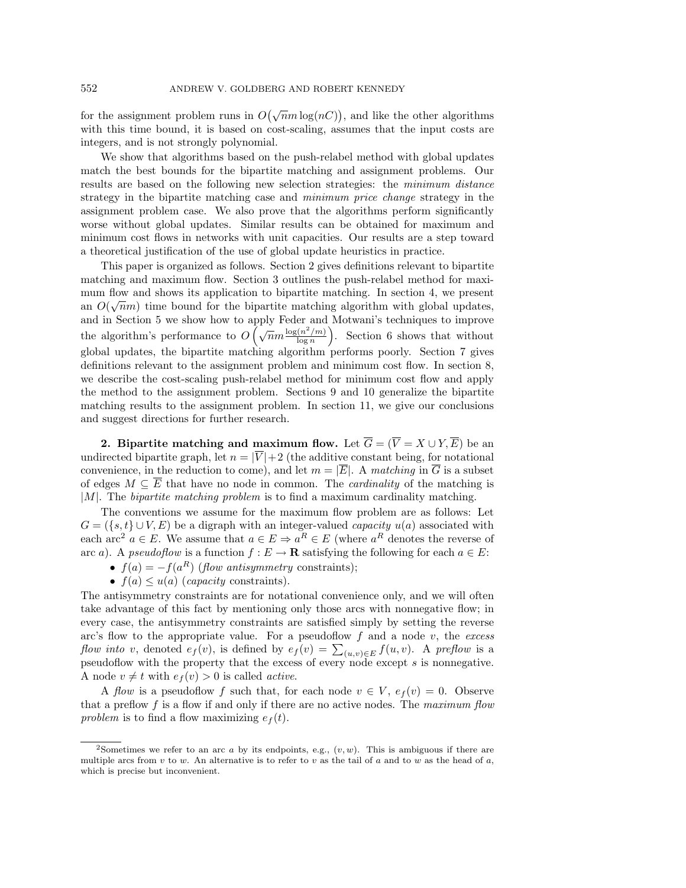for the assignment problem runs in $O(\sqrt{n}m\log(nC))$, and like the other algorithms with this time bound, it is based on cost-scaling, assumes that the input costs are integers, and is not strongly polynomial.

We show that algorithms based on the push-relabel method with global updates match the best bounds for the bipartite matching and assignment problems. Our results are based on the following new selection strategies: the *minimum distance* strategy in the bipartite matching case and *minimum price change* strategy in the assignment problem case. We also prove that the algorithms perform significantly worse without global updates. Similar results can be obtained for maximum and minimum cost flows in networks with unit capacities. Our results are a step toward a theoretical justification of the use of global update heuristics in practice.

This paper is organized as follows. Section 2 gives definitions relevant to bipartite matching and maximum flow. Section 3 outlines the push-relabel method for maximum flow and shows its application to bipartite matching. In section 4, we present an $O(\sqrt{n}m)$ time bound for the bipartite matching algorithm with global updates, and in Section 5 we show how to apply Feder and Motwani's techniques to improve the algorithm's performance to $O\left(\sqrt{n}m\frac{\log(n^2/m)}{\log n}\right)$. Section 6 shows that without global updates, the bipartite matching algorithm performs poorly. Section 7 gives definitions relevant to the assignment problem and minimum cost flow. In section 8, we describe the cost-scaling push-relabel method for minimum cost flow and apply the method to the assignment problem. Sections 9 and 10 generalize the bipartite matching results to the assignment problem. In section 11, we give our conclusions and suggest directions for further research.

**2. Bipartite matching and maximum flow.** Let $\overline{G} = (\overline{V} = X \cup Y, \overline{E})$ be an undirected bipartite graph, let $n = |\overline{V}| + 2$ (the additive constant being, for notational convenience, in the reduction to come), and let $m = |\overline{E}|$. A *matching* in $\overline{G}$ is a subset of edges $M \subseteq \overline{E}$ that have no node in common. The *cardinality* of the matching is $|M|$. The *bipartite matching problem* is to find a maximum cardinality matching.

The conventions we assume for the maximum flow problem are as follows: Let $G = (\{s,t\} \cup V, E)$ be a digraph with an integer-valued *capacity* $u(a)$ associated with each arc[2] $a \in E$. We assume that $a \in E \Rightarrow a^R \in E$ (where $a^R$ denotes the reverse of arc $a$). A *pseudoflow* is a function $f : E \to \mathbf{R}$ satisfying the following for each $a \in E$:

- $f(a) = -f(a^R)$ (*flow antisymmetry* constraints);
- $f(a) \leq u(a)$ (*capacity* constraints).

The antisymmetry constraints are for notational convenience only, and we will often take advantage of this fact by mentioning only those arcs with nonnegative flow; in every case, the antisymmetry constraints are satisfied simply by setting the reverse arc's flow to the appropriate value. For a pseudoflow $f$ and a node $v$, the *excess flow into* $v$, denoted $e_f(v)$, is defined by $e_f(v) = \sum_{(u,v)\in E} f(u,v)$. A *preflow* is a pseudoflow with the property that the excess of every node except $s$ is nonnegative. A node $v \neq t$ with $e_f(v) > 0$ is called *active*.

A *flow* is a pseudoflow $f$ such that, for each node $v \in V$, $e_f(v) = 0$. Observe that a preflow $f$ is a flow if and only if there are no active nodes. The *maximum flow problem* is to find a flow maximizing $e_f(t)$.

[2] Sometimes we refer to an arc $a$ by its endpoints, e.g., $(v, w)$. This is ambiguous if there are multiple arcs from $v$ to $w$. An alternative is to refer to $v$ as the tail of $a$ and to $w$ as the head of $a$, which is precise but inconvenient.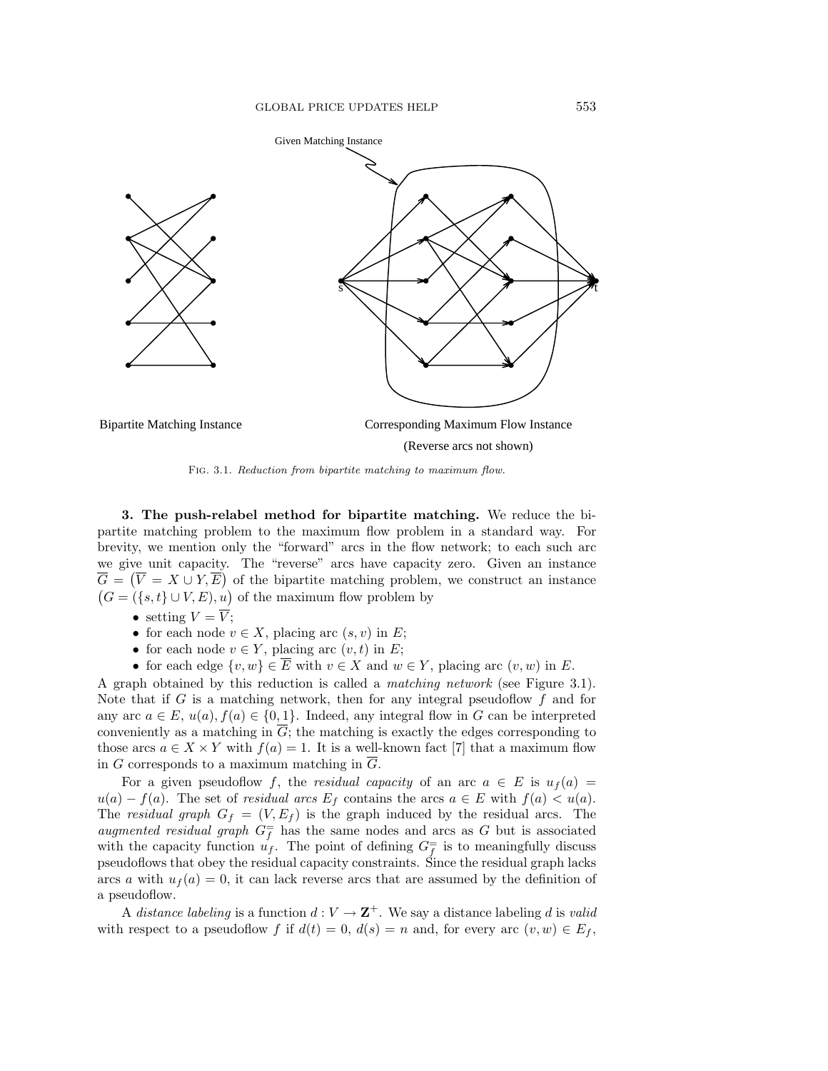Given Matching Instance

Bipartite Matching Instance

Corresponding Maximum Flow Instance

(Reverse arcs not shown)

Fig. 3.1. *Reduction from bipartite matching to maximum flow.*

**3. The push-relabel method for bipartite matching.** We reduce the bipartite matching problem to the maximum flow problem in a standard way. For brevity, we mention only the "forward" arcs in the flow network; to each such arc we give unit capacity. The "reverse" arcs have capacity zero. Given an instance $\overline{G} = (\overline{V} = X \cup Y, \overline{E})$ of the bipartite matching problem, we construct an instance $(G = (\{s, t\} \cup V, E), u)$ of the maximum flow problem by

- setting $V = \overline{V}$;
- for each node $v \in X$, placing arc $(s, v)$ in $E$;
- for each node $v \in Y$, placing arc $(v, t)$ in $E$;
- for each edge $\{v, w\} \in \overline{E}$ with $v \in X$ and $w \in Y$, placing arc $(v, w)$ in $E$.

A graph obtained by this reduction is called a *matching network* (see Figure 3.1). Note that if $G$ is a matching network, then for any integral pseudoflow $f$ and for any arc $a \in E$, $u(a), f(a) \in \{0, 1\}$. Indeed, any integral flow in $G$ can be interpreted conveniently as a matching in $\overline{G}$; the matching is exactly the edges corresponding to those arcs $a \in X \times Y$ with $f(a) = 1$. It is a well-known fact [7] that a maximum flow in $G$ corresponds to a maximum matching in $\overline{G}$.

For a given pseudoflow $f$, the *residual capacity* of an arc $a \in E$ is $u_f(a) = u(a) - f(a)$. The set of *residual arcs* $E_f$ contains the arcs $a \in E$ with $f(a) < u(a)$. The *residual graph* $G_f = (V, E_f)$ is the graph induced by the residual arcs. The *augmented residual graph* $G_f^=$ has the same nodes and arcs as $G$ but is associated with the capacity function $u_f$. The point of defining $G_f^=$ is to meaningfully discuss pseudoflows that obey the residual capacity constraints. Since the residual graph lacks arcs $a$ with $u_f(a) = 0$, it can lack reverse arcs that are assumed by the definition of a pseudoflow.

A *distance labeling* is a function $d : V \to \mathbf{Z}^+$. We say a distance labeling $d$ is *valid* with respect to a pseudoflow $f$ if $d(t) = 0$, $d(s) = n$ and, for every arc $(v, w) \in E_f$,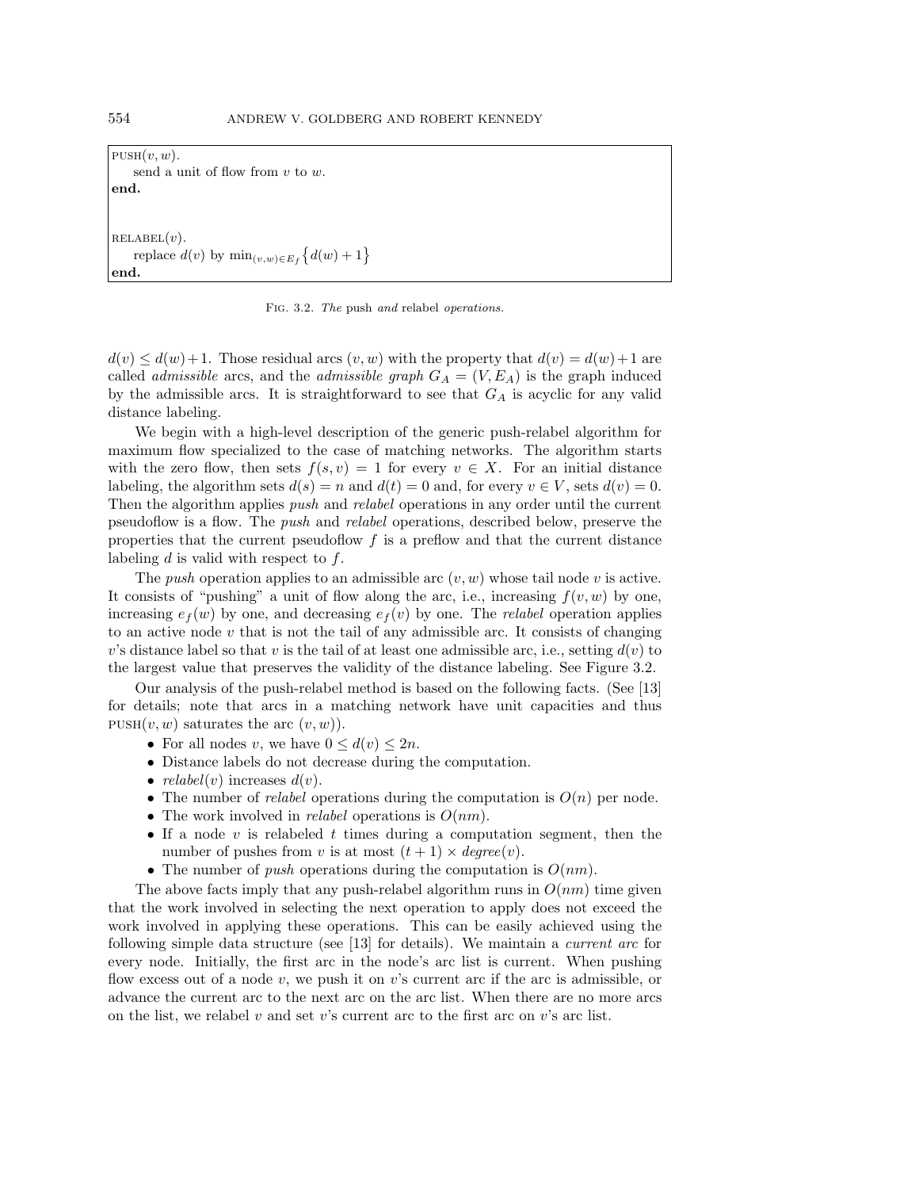```
PUSH(v, w).
    send a unit of flow from v to w.
end.

RELABEL(v).
    replace d(v) by min_{(v,w)∈E_f} {d(w) + 1}
end.
```

Fig. 3.2. *The* push *and* relabel *operations.*

$d(v) \leq d(w)+1$. Those residual arcs $(v, w)$ with the property that $d(v) = d(w)+1$ are called *admissible* arcs, and the *admissible graph* $G_A = (V, E_A)$ is the graph induced by the admissible arcs. It is straightforward to see that $G_A$ is acyclic for any valid distance labeling.

We begin with a high-level description of the generic push-relabel algorithm for maximum flow specialized to the case of matching networks. The algorithm starts with the zero flow, then sets $f(s, v) = 1$ for every $v \in X$. For an initial distance labeling, the algorithm sets $d(s) = n$ and $d(t) = 0$ and, for every $v \in V$, sets $d(v) = 0$. Then the algorithm applies *push* and *relabel* operations in any order until the current pseudoflow is a flow. The *push* and *relabel* operations, described below, preserve the properties that the current pseudoflow $f$ is a preflow and that the current distance labeling $d$ is valid with respect to $f$.

The *push* operation applies to an admissible arc $(v, w)$ whose tail node $v$ is active. It consists of "pushing" a unit of flow along the arc, i.e., increasing $f(v, w)$ by one, increasing $e_f(w)$ by one, and decreasing $e_f(v)$ by one. The *relabel* operation applies to an active node $v$ that is not the tail of any admissible arc. It consists of changing $v$'s distance label so that $v$ is the tail of at least one admissible arc, i.e., setting $d(v)$ to the largest value that preserves the validity of the distance labeling. See Figure 3.2.

Our analysis of the push-relabel method is based on the following facts. (See [13] for details; note that arcs in a matching network have unit capacities and thus PUSH$(v, w)$ saturates the arc $(v, w)$).

- For all nodes $v$, we have $0 \leq d(v) \leq 2n$.
- Distance labels do not decrease during the computation.
- *relabel*$(v)$ increases $d(v)$.
- The number of *relabel* operations during the computation is $O(n)$ per node.
- The work involved in *relabel* operations is $O(nm)$.
- If a node $v$ is relabeled $t$ times during a computation segment, then the number of pushes from $v$ is at most $(t + 1) \times degree(v)$.
- The number of *push* operations during the computation is $O(nm)$.

The above facts imply that any push-relabel algorithm runs in $O(nm)$ time given that the work involved in selecting the next operation to apply does not exceed the work involved in applying these operations. This can be easily achieved using the following simple data structure (see [13] for details). We maintain a *current arc* for every node. Initially, the first arc in the node's arc list is current. When pushing flow excess out of a node $v$, we push it on $v$'s current arc if the arc is admissible, or advance the current arc to the next arc on the arc list. When there are no more arcs on the list, we relabel $v$ and set $v$'s current arc to the first arc on $v$'s arc list.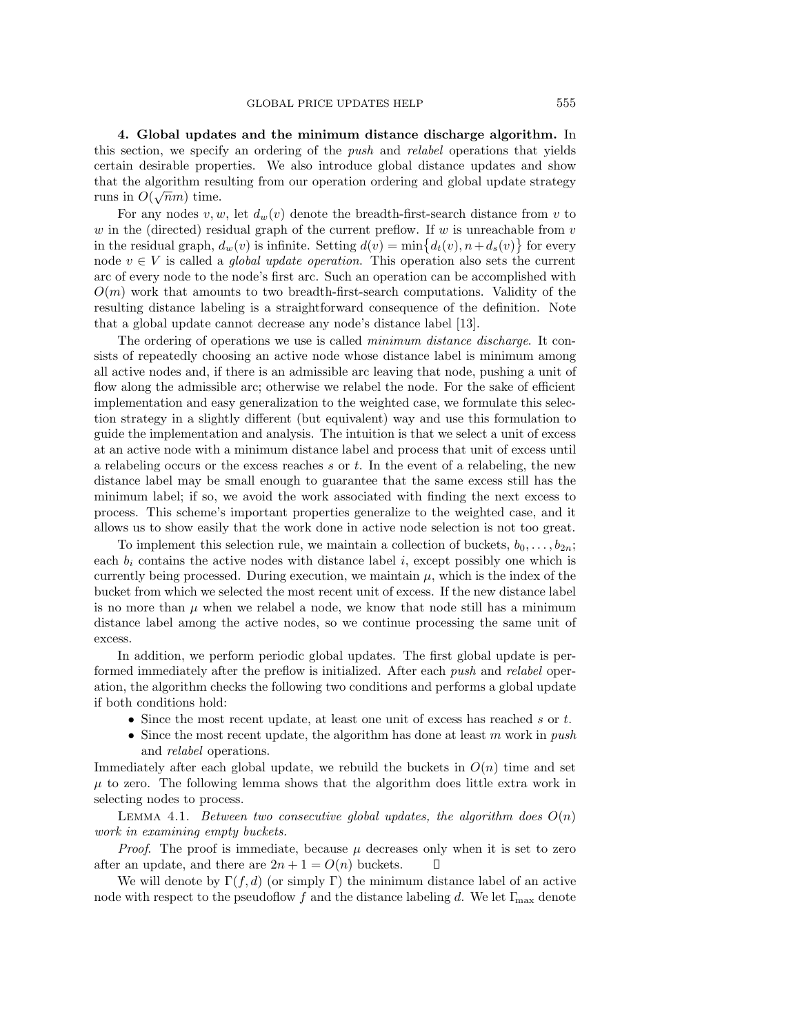**4. Global updates and the minimum distance discharge algorithm.** In this section, we specify an ordering of the *push* and *relabel* operations that yields certain desirable properties. We also introduce global distance updates and show that the algorithm resulting from our operation ordering and global update strategy runs in $O(\sqrt{n}m)$ time.

For any nodes $v, w$, let $d_w(v)$ denote the breadth-first-search distance from $v$ to $w$ in the (directed) residual graph of the current preflow. If $w$ is unreachable from $v$ in the residual graph, $d_w(v)$ is infinite. Setting $d(v) = \min\{d_t(v), n + d_s(v)\}$ for every node $v \in V$ is called a *global update operation*. This operation also sets the current arc of every node to the node's first arc. Such an operation can be accomplished with $O(m)$ work that amounts to two breadth-first-search computations. Validity of the resulting distance labeling is a straightforward consequence of the definition. Note that a global update cannot decrease any node's distance label [13].

The ordering of operations we use is called *minimum distance discharge*. It consists of repeatedly choosing an active node whose distance label is minimum among all active nodes and, if there is an admissible arc leaving that node, pushing a unit of flow along the admissible arc; otherwise we relabel the node. For the sake of efficient implementation and easy generalization to the weighted case, we formulate this selection strategy in a slightly different (but equivalent) way and use this formulation to guide the implementation and analysis. The intuition is that we select a unit of excess at an active node with a minimum distance label and process that unit of excess until a relabeling occurs or the excess reaches $s$ or $t$. In the event of a relabeling, the new distance label may be small enough to guarantee that the same excess still has the minimum label; if so, we avoid the work associated with finding the next excess to process. This scheme's important properties generalize to the weighted case, and it allows us to show easily that the work done in active node selection is not too great.

To implement this selection rule, we maintain a collection of buckets, $b_0, \ldots, b_{2n}$; each $b_i$ contains the active nodes with distance label $i$, except possibly one which is currently being processed. During execution, we maintain $\mu$, which is the index of the bucket from which we selected the most recent unit of excess. If the new distance label is no more than $\mu$ when we relabel a node, we know that node still has a minimum distance label among the active nodes, so we continue processing the same unit of excess.

In addition, we perform periodic global updates. The first global update is performed immediately after the preflow is initialized. After each *push* and *relabel* operation, the algorithm checks the following two conditions and performs a global update if both conditions hold:

- Since the most recent update, at least one unit of excess has reached $s$ or $t$.
- Since the most recent update, the algorithm has done at least $m$ work in *push* and *relabel* operations.

Immediately after each global update, we rebuild the buckets in $O(n)$ time and set $\mu$ to zero. The following lemma shows that the algorithm does little extra work in selecting nodes to process.

LEMMA 4.1. *Between two consecutive global updates, the algorithm does $O(n)$ work in examining empty buckets.*

*Proof*. The proof is immediate, because $\mu$ decreases only when it is set to zero after an update, and there are $2n + 1 = O(n)$ buckets. ◻

We will denote by $\Gamma(f, d)$ (or simply $\Gamma$) the minimum distance label of an active node with respect to the pseudoflow $f$ and the distance labeling $d$. We let $\Gamma_{\max}$ denote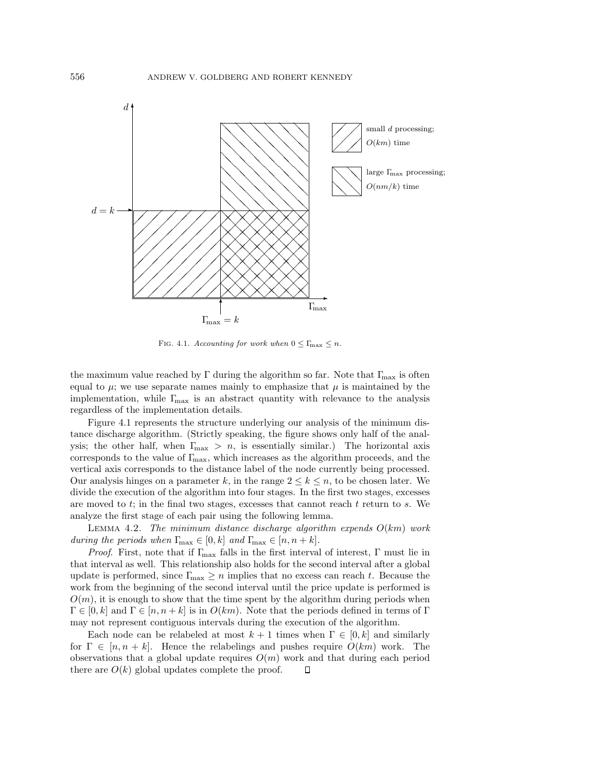FIG. 4.1. *Accounting for work when* $0 \leq \Gamma_{\max} \leq n$.

the maximum value reached by $\Gamma$ during the algorithm so far. Note that $\Gamma_{\max}$ is often equal to $\mu$; we use separate names mainly to emphasize that $\mu$ is maintained by the implementation, while $\Gamma_{\max}$ is an abstract quantity with relevance to the analysis regardless of the implementation details.

Figure 4.1 represents the structure underlying our analysis of the minimum distance discharge algorithm. (Strictly speaking, the figure shows only half of the analysis; the other half, when $\Gamma_{\max} > n$, is essentially similar.) The horizontal axis corresponds to the value of $\Gamma_{\max}$, which increases as the algorithm proceeds, and the vertical axis corresponds to the distance label of the node currently being processed. Our analysis hinges on a parameter $k$, in the range $2 \leq k \leq n$, to be chosen later. We divide the execution of the algorithm into four stages. In the first two stages, excesses are moved to $t$; in the final two stages, excesses that cannot reach $t$ return to $s$. We analyze the first stage of each pair using the following lemma.

LEMMA 4.2. *The minimum distance discharge algorithm expends $O(km)$ work during the periods when $\Gamma_{\max} \in [0, k]$ and $\Gamma_{\max} \in [n, n + k]$.*

*Proof.* First, note that if $\Gamma_{\max}$ falls in the first interval of interest, $\Gamma$ must lie in that interval as well. This relationship also holds for the second interval after a global update is performed, since $\Gamma_{\max} \geq n$ implies that no excess can reach $t$. Because the work from the beginning of the second interval until the price update is performed is $O(m)$, it is enough to show that the time spent by the algorithm during periods when $\Gamma \in [0, k]$ and $\Gamma \in [n, n + k]$ is in $O(km)$. Note that the periods defined in terms of $\Gamma$ may not represent contiguous intervals during the execution of the algorithm.

Each node can be relabeled at most $k + 1$ times when $\Gamma \in [0, k]$ and similarly for $\Gamma \in [n, n + k]$. Hence the relabelings and pushes require $O(km)$ work. The observations that a global update requires $O(m)$ work and that during each period there are $O(k)$ global updates complete the proof. $\square$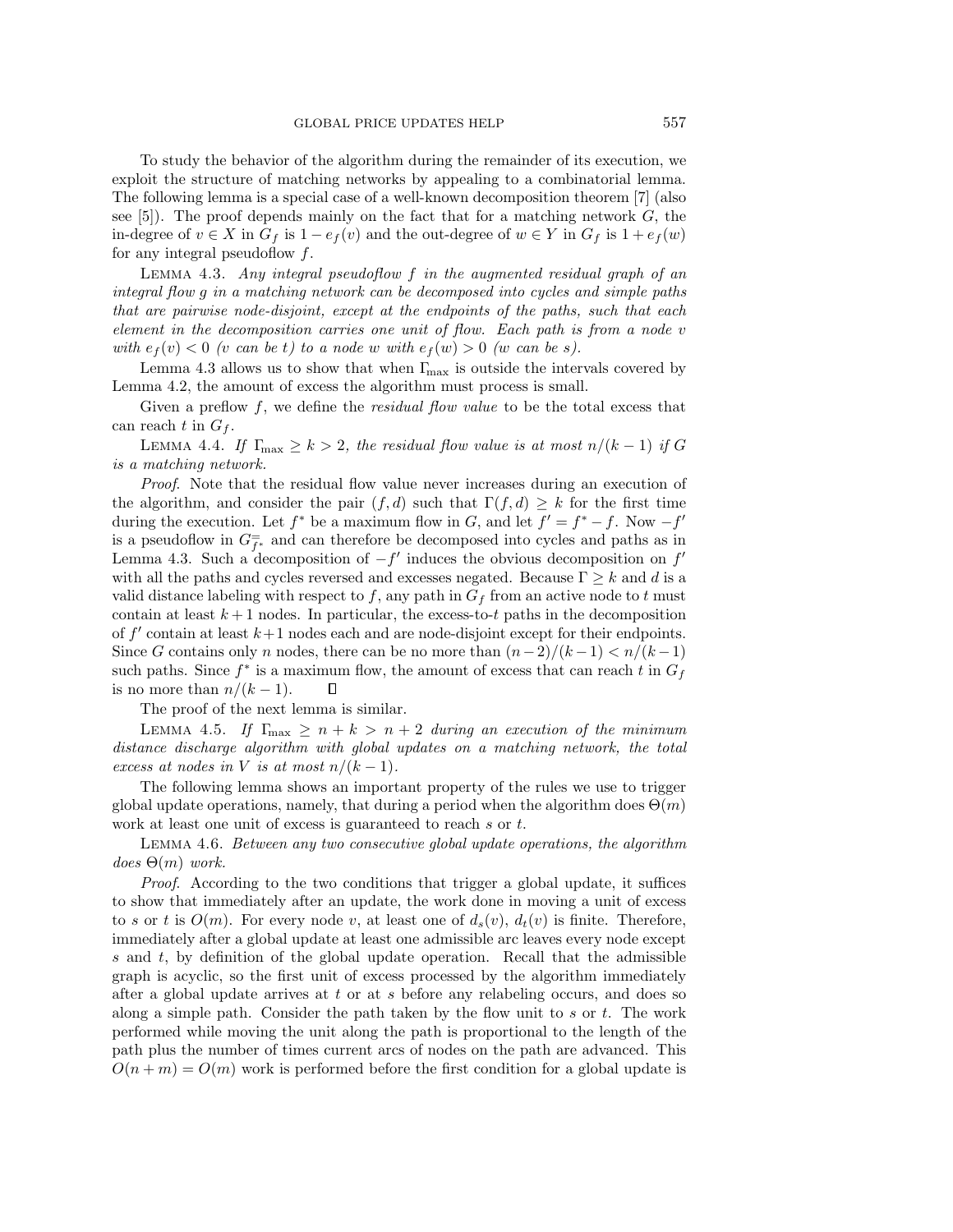To study the behavior of the algorithm during the remainder of its execution, we exploit the structure of matching networks by appealing to a combinatorial lemma. The following lemma is a special case of a well-known decomposition theorem [7] (also see [5]). The proof depends mainly on the fact that for a matching network $G$, the in-degree of $v \in X$ in $G_f$ is $1 - e_f(v)$ and the out-degree of $w \in Y$ in $G_f$ is $1 + e_f(w)$ for any integral pseudoflow $f$.

Lemma 4.3. *Any integral pseudoflow $f$ in the augmented residual graph of an integral flow $g$ in a matching network can be decomposed into cycles and simple paths that are pairwise node-disjoint, except at the endpoints of the paths, such that each element in the decomposition carries one unit of flow. Each path is from a node $v$ with $e_f(v) < 0$ ($v$ can be $t$) to a node $w$ with $e_f(w) > 0$ ($w$ can be $s$).*

Lemma 4.3 allows us to show that when $\Gamma_{\max}$ is outside the intervals covered by Lemma 4.2, the amount of excess the algorithm must process is small.

Given a preflow $f$, we define the *residual flow value* to be the total excess that can reach $t$ in $G_f$.

Lemma 4.4. *If $\Gamma_{\max} \geq k > 2$, the residual flow value is at most $n/(k-1)$ if $G$ is a matching network.*

*Proof.* Note that the residual flow value never increases during an execution of the algorithm, and consider the pair $(f, d)$ such that $\Gamma(f, d) \geq k$ for the first time during the execution. Let $f^*$ be a maximum flow in $G$, and let $f' = f^* - f$. Now $-f'$ is a pseudoflow in $G_{f^*}^{=}$ and can therefore be decomposed into cycles and paths as in Lemma 4.3. Such a decomposition of $-f'$ induces the obvious decomposition on $f'$ with all the paths and cycles reversed and excesses negated. Because $\Gamma \geq k$ and $d$ is a valid distance labeling with respect to $f$, any path in $G_f$ from an active node to $t$ must contain at least $k+1$ nodes. In particular, the excess-to-$t$ paths in the decomposition of $f'$ contain at least $k+1$ nodes each and are node-disjoint except for their endpoints. Since $G$ contains only $n$ nodes, there can be no more than $(n-2)/(k-1) < n/(k-1)$ such paths. Since $f^*$ is a maximum flow, the amount of excess that can reach $t$ in $G_f$ is no more than $n/(k-1)$. ∎

The proof of the next lemma is similar.

Lemma 4.5. *If $\Gamma_{\max} \geq n + k > n + 2$ during an execution of the minimum distance discharge algorithm with global updates on a matching network, the total excess at nodes in $V$ is at most $n/(k-1)$.*

The following lemma shows an important property of the rules we use to trigger global update operations, namely, that during a period when the algorithm does $\Theta(m)$ work at least one unit of excess is guaranteed to reach $s$ or $t$.

Lemma 4.6. *Between any two consecutive global update operations, the algorithm does $\Theta(m)$ work.*

*Proof.* According to the two conditions that trigger a global update, it suffices to show that immediately after an update, the work done in moving a unit of excess to $s$ or $t$ is $O(m)$. For every node $v$, at least one of $d_s(v)$, $d_t(v)$ is finite. Therefore, immediately after a global update at least one admissible arc leaves every node except $s$ and $t$, by definition of the global update operation. Recall that the admissible graph is acyclic, so the first unit of excess processed by the algorithm immediately after a global update arrives at $t$ or at $s$ before any relabeling occurs, and does so along a simple path. Consider the path taken by the flow unit to $s$ or $t$. The work performed while moving the unit along the path is proportional to the length of the path plus the number of times current arcs of nodes on the path are advanced. This $O(n+m) = O(m)$ work is performed before the first condition for a global update is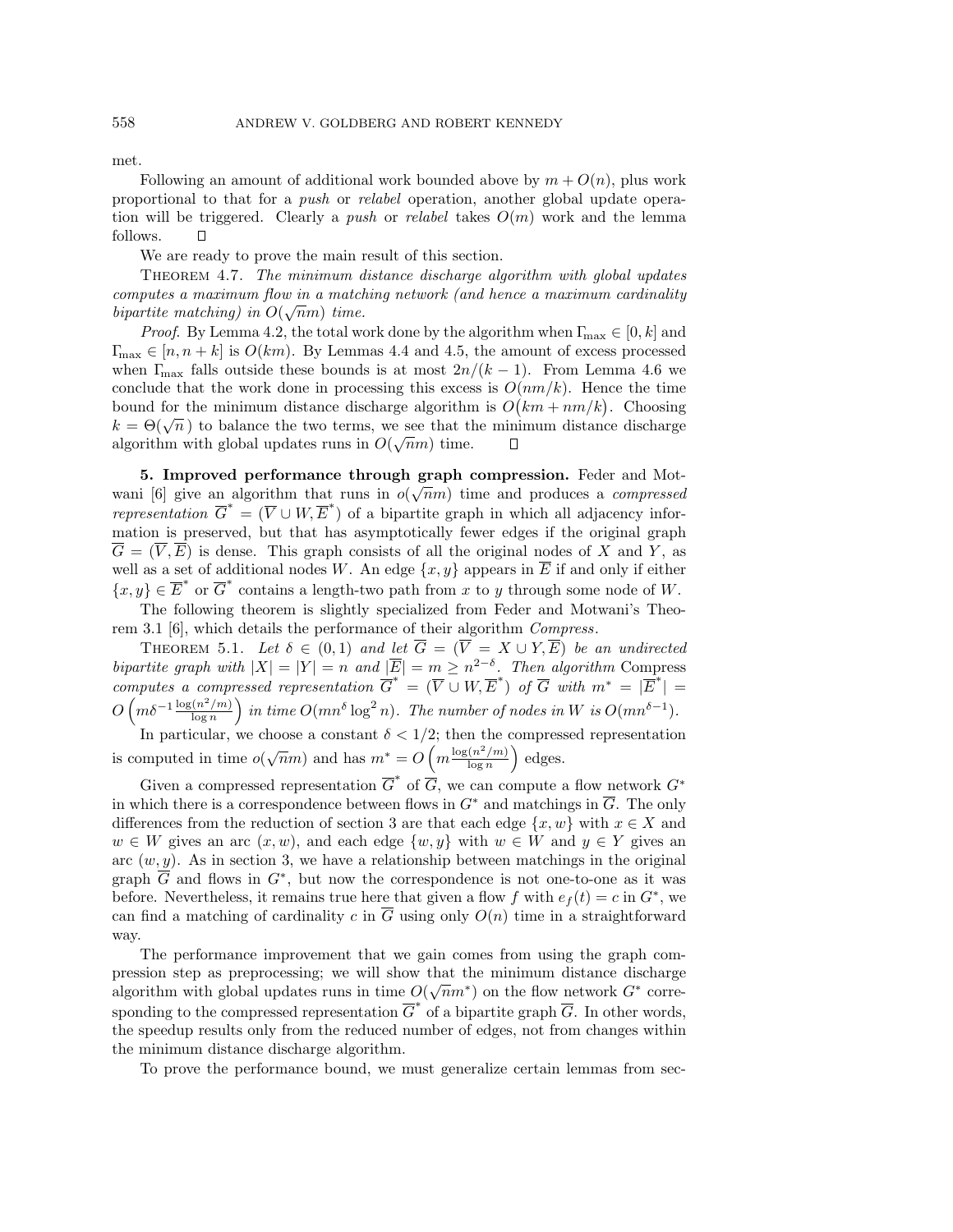met.

Following an amount of additional work bounded above by $m + O(n)$, plus work proportional to that for a *push* or *relabel* operation, another global update operation will be triggered. Clearly a *push* or *relabel* takes $O(m)$ work and the lemma follows. $\square$

We are ready to prove the main result of this section.

THEOREM 4.7. *The minimum distance discharge algorithm with global updates computes a maximum flow in a matching network (and hence a maximum cardinality bipartite matching) in $O(\sqrt{n}m)$ time.*

*Proof*. By Lemma 4.2, the total work done by the algorithm when $\Gamma_{\max} \in [0, k]$ and $\Gamma_{\max} \in [n, n+k]$ is $O(km)$. By Lemmas 4.4 and 4.5, the amount of excess processed when $\Gamma_{\max}$ falls outside these bounds is at most $2n/(k-1)$. From Lemma 4.6 we conclude that the work done in processing this excess is $O(nm/k)$. Hence the time bound for the minimum distance discharge algorithm is $O\big(km + nm/k\big)$. Choosing $k = \Theta(\sqrt{n})$ to balance the two terms, we see that the minimum distance discharge algorithm with global updates runs in $O(\sqrt{n}m)$ time. $\square$

**5. Improved performance through graph compression.** Feder and Motwani [6] give an algorithm that runs in $o(\sqrt{n}m)$ time and produces a *compressed representation* $\overline{G}^* = (\overline{V} \cup W, \overline{E}^*)$ of a bipartite graph in which all adjacency information is preserved, but that has asymptotically fewer edges if the original graph $\overline{G} = (\overline{V}, \overline{E})$ is dense. This graph consists of all the original nodes of $X$ and $Y$, as well as a set of additional nodes $W$. An edge $\{x, y\}$ appears in $\overline{E}$ if and only if either $\{x, y\} \in \overline{E}^*$ or $\overline{G}^*$ contains a length-two path from $x$ to $y$ through some node of $W$.

The following theorem is slightly specialized from Feder and Motwani's Theorem 3.1 [6], which details the performance of their algorithm *Compress*.

THEOREM 5.1. *Let $\delta \in (0,1)$ and let $\overline{G} = (\overline{V} = X \cup Y, \overline{E})$ be an undirected bipartite graph with $|X| = |Y| = n$ and $|\overline{E}| = m \geq n^{2-\delta}$. Then algorithm* Compress *computes a compressed representation $\overline{G}^* = (\overline{V} \cup W, \overline{E}^*)$ of $\overline{G}$ with $m^* = |\overline{E}^*| = O\left(m\delta^{-1}\frac{\log(n^2/m)}{\log n}\right)$ in time $O(mn^{\delta}\log^2 n)$. The number of nodes in $W$ is $O(mn^{\delta-1})$.*

In particular, we choose a constant $\delta < 1/2$; then the compressed representation is computed in time $o(\sqrt{n}m)$ and has $m^* = O\left(m\frac{\log(n^2/m)}{\log n}\right)$ edges.

Given a compressed representation $\overline{G}^*$ of $\overline{G}$, we can compute a flow network $G^*$ in which there is a correspondence between flows in $G^*$ and matchings in $\overline{G}$. The only differences from the reduction of section 3 are that each edge $\{x, w\}$ with $x \in X$ and $w \in W$ gives an arc $(x, w)$, and each edge $\{w, y\}$ with $w \in W$ and $y \in Y$ gives an arc $(w, y)$. As in section 3, we have a relationship between matchings in the original graph $\overline{G}$ and flows in $G^*$, but now the correspondence is not one-to-one as it was before. Nevertheless, it remains true here that given a flow $f$ with $e_f(t) = c$ in $G^*$, we can find a matching of cardinality $c$ in $\overline{G}$ using only $O(n)$ time in a straightforward way.

The performance improvement that we gain comes from using the graph compression step as preprocessing; we will show that the minimum distance discharge algorithm with global updates runs in time $O(\sqrt{n}m^*)$ on the flow network $G^*$ corresponding to the compressed representation $\overline{G}^*$ of a bipartite graph $\overline{G}$. In other words, the speedup results only from the reduced number of edges, not from changes within the minimum distance discharge algorithm.

To prove the performance bound, we must generalize certain lemmas from sec-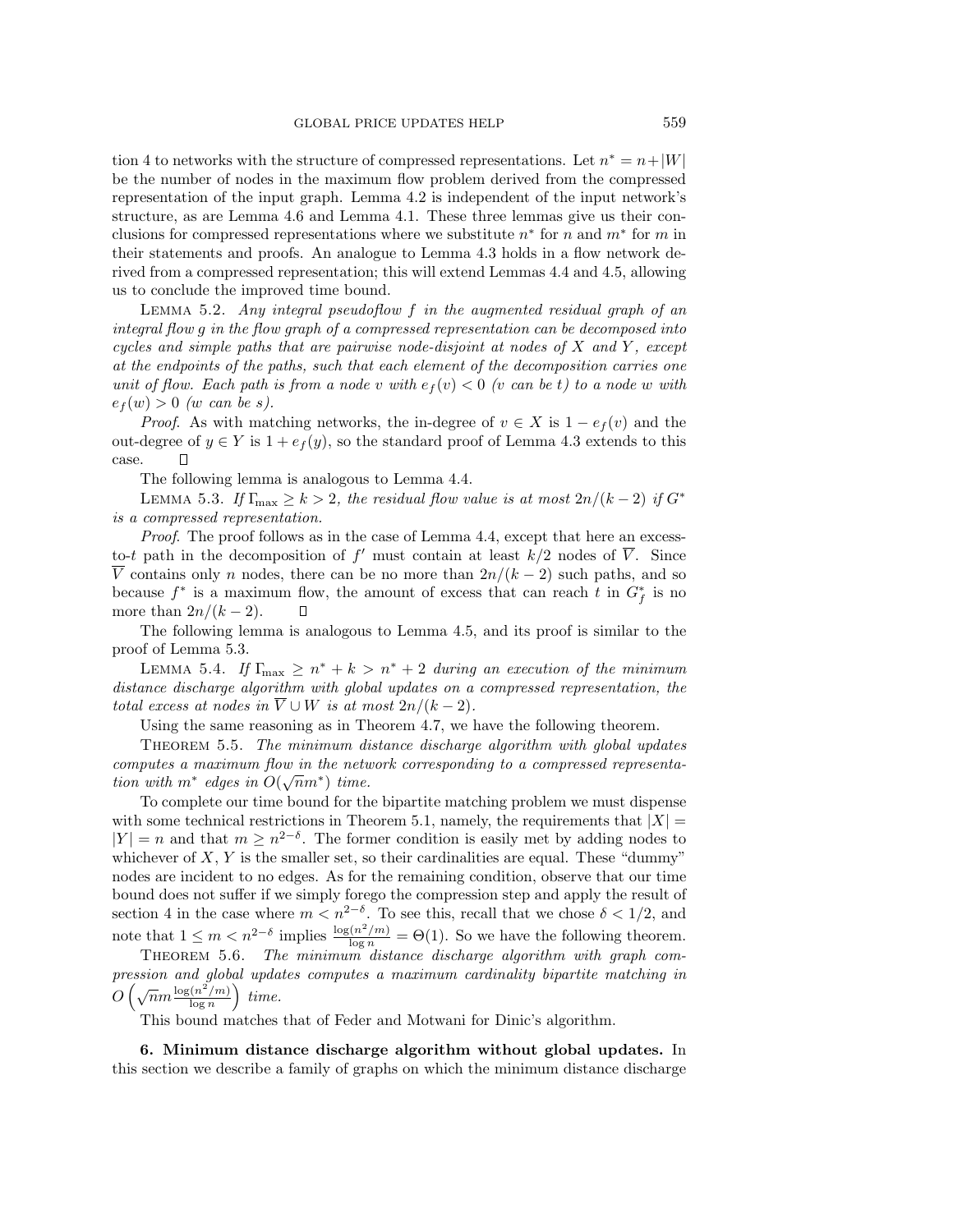tion 4 to networks with the structure of compressed representations. Let $n^* = n + |W|$ be the number of nodes in the maximum flow problem derived from the compressed representation of the input graph. Lemma 4.2 is independent of the input network's structure, as are Lemma 4.6 and Lemma 4.1. These three lemmas give us their conclusions for compressed representations where we substitute $n^*$ for $n$ and $m^*$ for $m$ in their statements and proofs. An analogue to Lemma 4.3 holds in a flow network derived from a compressed representation; this will extend Lemmas 4.4 and 4.5, allowing us to conclude the improved time bound.

LEMMA 5.2. *Any integral pseudoflow $f$ in the augmented residual graph of an integral flow $g$ in the flow graph of a compressed representation can be decomposed into cycles and simple paths that are pairwise node-disjoint at nodes of $X$ and $Y$, except at the endpoints of the paths, such that each element of the decomposition carries one unit of flow. Each path is from a node $v$ with $e_f(v) < 0$ ($v$ can be $t$) to a node $w$ with $e_f(w) > 0$ ($w$ can be $s$).*

*Proof.* As with matching networks, the in-degree of $v \in X$ is $1 - e_f(v)$ and the out-degree of $y \in Y$ is $1 + e_f(y)$, so the standard proof of Lemma 4.3 extends to this case. ◻

The following lemma is analogous to Lemma 4.4.

LEMMA 5.3. *If $\Gamma_{\max} \geq k > 2$, the residual flow value is at most $2n/(k-2)$ if $G^*$ is a compressed representation.*

*Proof.* The proof follows as in the case of Lemma 4.4, except that here an excess-to-$t$ path in the decomposition of $f'$ must contain at least $k/2$ nodes of $\overline{V}$. Since $\overline{V}$ contains only $n$ nodes, there can be no more than $2n/(k-2)$ such paths, and so because $f^*$ is a maximum flow, the amount of excess that can reach $t$ in $G^*_f$ is no more than $2n/(k-2)$. ◻

The following lemma is analogous to Lemma 4.5, and its proof is similar to the proof of Lemma 5.3.

LEMMA 5.4. *If $\Gamma_{\max} \geq n^* + k > n^* + 2$ during an execution of the minimum distance discharge algorithm with global updates on a compressed representation, the total excess at nodes in $\overline{V} \cup W$ is at most $2n/(k-2)$.*

Using the same reasoning as in Theorem 4.7, we have the following theorem.

THEOREM 5.5. *The minimum distance discharge algorithm with global updates computes a maximum flow in the network corresponding to a compressed representation with $m^*$ edges in $O(\sqrt{n}m^*)$ time.*

To complete our time bound for the bipartite matching problem we must dispense with some technical restrictions in Theorem 5.1, namely, the requirements that $|X| = |Y| = n$ and that $m \geq n^{2-\delta}$. The former condition is easily met by adding nodes to whichever of $X$, $Y$ is the smaller set, so their cardinalities are equal. These "dummy" nodes are incident to no edges. As for the remaining condition, observe that our time bound does not suffer if we simply forego the compression step and apply the result of section 4 in the case where $m < n^{2-\delta}$. To see this, recall that we chose $\delta < 1/2$, and note that $1 \leq m < n^{2-\delta}$ implies $\frac{\log(n^2/m)}{\log n} = \Theta(1)$. So we have the following theorem.

THEOREM 5.6. *The minimum distance discharge algorithm with graph compression and global updates computes a maximum cardinality bipartite matching in $O\left(\sqrt{n}m\frac{\log(n^2/m)}{\log n}\right)$ time.*

This bound matches that of Feder and Motwani for Dinic's algorithm.

**6. Minimum distance discharge algorithm without global updates.** In this section we describe a family of graphs on which the minimum distance discharge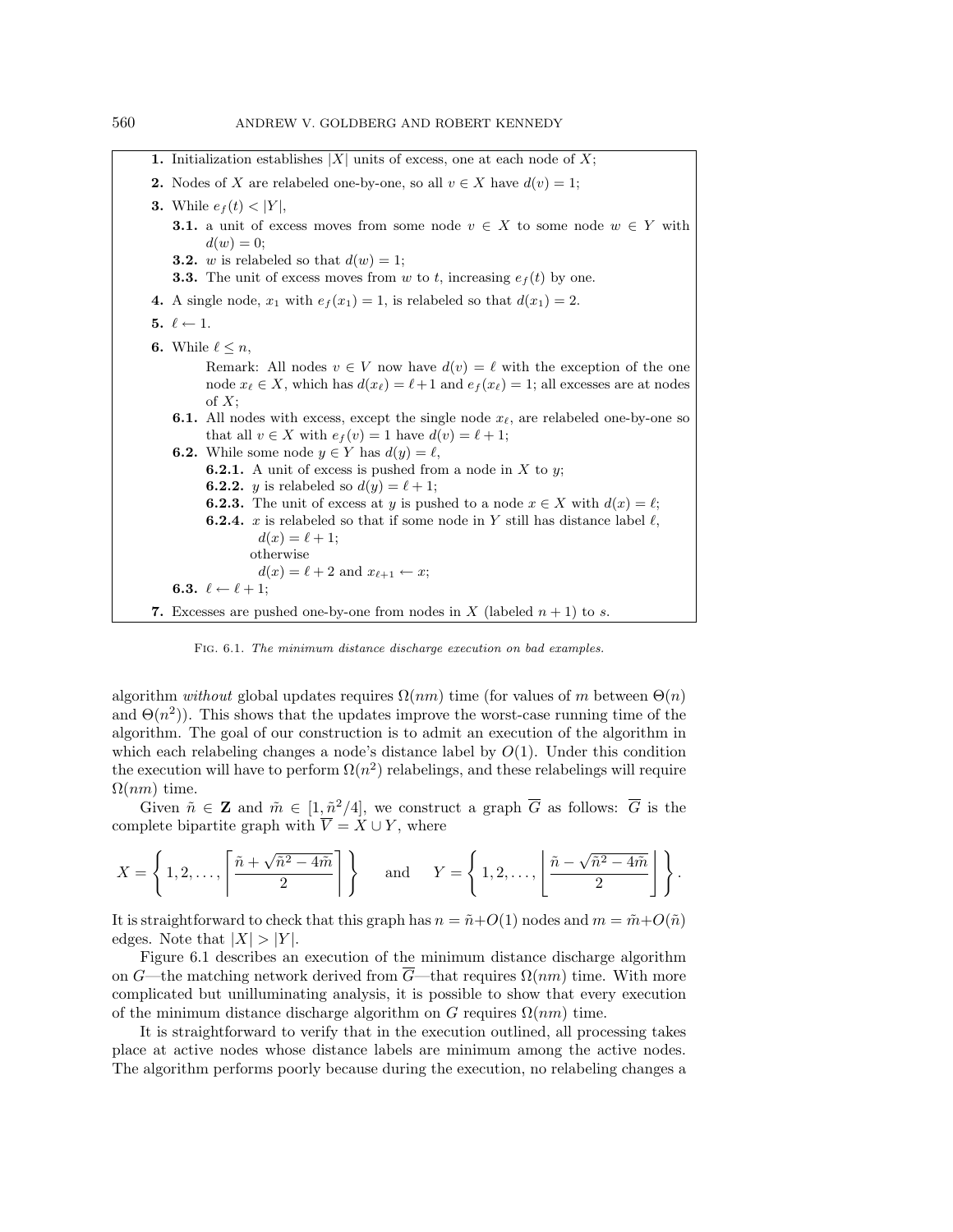**1.** Initialization establishes $|X|$ units of excess, one at each node of $X$;

**2.** Nodes of $X$ are relabeled one-by-one, so all $v \in X$ have $d(v) = 1$;

**3.** While $e_f(t) < |Y|$,

- **3.1.** a unit of excess moves from some node $v \in X$ to some node $w \in Y$ with $d(w) = 0$;
- **3.2.** $w$ is relabeled so that $d(w) = 1$;
- **3.3.** The unit of excess moves from $w$ to $t$, increasing $e_f(t)$ by one.

**4.** A single node, $x_1$ with $e_f(x_1) = 1$, is relabeled so that $d(x_1) = 2$.

**5.** $\ell \leftarrow 1$.

**6.** While $\ell \leq n$,

Remark: All nodes $v \in V$ now have $d(v) = \ell$ with the exception of the one node $x_\ell \in X$, which has $d(x_\ell) = \ell+1$ and $e_f(x_\ell) = 1$; all excesses are at nodes of $X$;

- **6.1.** All nodes with excess, except the single node $x_\ell$, are relabeled one-by-one so that all $v \in X$ with $e_f(v) = 1$ have $d(v) = \ell + 1$;
- **6.2.** While some node $y \in Y$ has $d(y) = \ell$,
  - **6.2.1.** A unit of excess is pushed from a node in $X$ to $y$;
  - **6.2.2.** $y$ is relabeled so $d(y) = \ell + 1$;
  - **6.2.3.** The unit of excess at $y$ is pushed to a node $x \in X$ with $d(x) = \ell$;
  - **6.2.4.** $x$ is relabeled so that if some node in $Y$ still has distance label $\ell$, $d(x) = \ell + 1$; otherwise $d(x) = \ell + 2$ and $x_{\ell+1} \leftarrow x$;
- **6.3.** $\ell \leftarrow \ell + 1$;

**7.** Excesses are pushed one-by-one from nodes in $X$ (labeled $n + 1$) to $s$.

Fig. 6.1. *The minimum distance discharge execution on bad examples.*

algorithm *without* global updates requires $\Omega(nm)$ time (for values of $m$ between $\Theta(n)$ and $\Theta(n^2)$). This shows that the updates improve the worst-case running time of the algorithm. The goal of our construction is to admit an execution of the algorithm in which each relabeling changes a node's distance label by $O(1)$. Under this condition the execution will have to perform $\Omega(n^2)$ relabelings, and these relabelings will require $\Omega(nm)$ time.

Given $\tilde{n} \in \mathbf{Z}$ and $\tilde{m} \in [1, \tilde{n}^2/4]$, we construct a graph $\overline{G}$ as follows: $\overline{G}$ is the complete bipartite graph with $\overline{V} = X \cup Y$, where

$$X = \left\{ 1, 2, \ldots, \left\lceil \frac{\tilde{n} + \sqrt{\tilde{n}^2 - 4\tilde{m}}}{2} \right\rceil \right\} \quad \text{and} \quad Y = \left\{ 1, 2, \ldots, \left\lfloor \frac{\tilde{n} - \sqrt{\tilde{n}^2 - 4\tilde{m}}}{2} \right\rfloor \right\}.$$

It is straightforward to check that this graph has $n = \tilde{n} + O(1)$ nodes and $m = \tilde{m} + O(\tilde{n})$ edges. Note that $|X| > |Y|$.

Figure 6.1 describes an execution of the minimum distance discharge algorithm on $G$—the matching network derived from $\overline{G}$—that requires $\Omega(nm)$ time. With more complicated but unilluminating analysis, it is possible to show that every execution of the minimum distance discharge algorithm on $G$ requires $\Omega(nm)$ time.

It is straightforward to verify that in the execution outlined, all processing takes place at active nodes whose distance labels are minimum among the active nodes. The algorithm performs poorly because during the execution, no relabeling changes a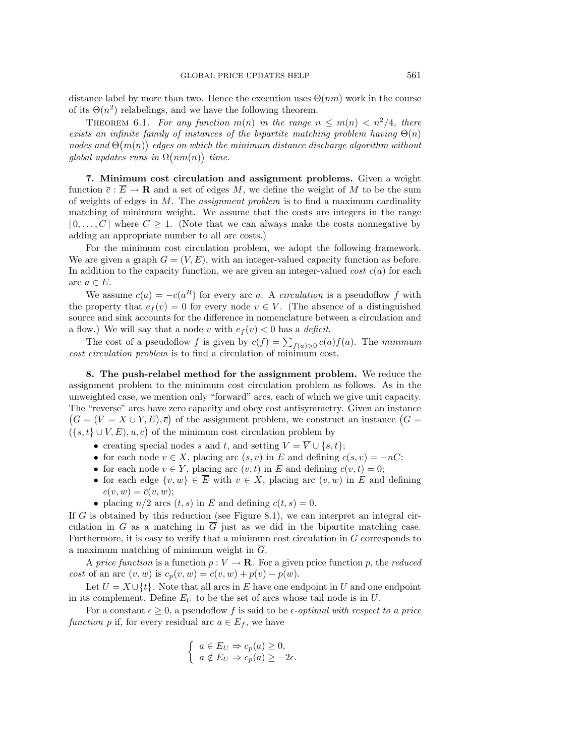distance label by more than two. Hence the execution uses $\Theta(nm)$ work in the course of its $\Theta(n^2)$ relabelings, and we have the following theorem.

THEOREM 6.1. *For any function $m(n)$ in the range $n \leq m(n) < n^2/4$, there exists an infinite family of instances of the bipartite matching problem having $\Theta(n)$ nodes and $\Theta(m(n))$ edges on which the minimum distance discharge algorithm without global updates runs in $\Omega(nm(n))$ time.*

## 7. Minimum cost circulation and assignment problems.

Given a weight function $\bar{c} : \overline{E} \to \mathbf{R}$ and a set of edges $M$, we define the weight of $M$ to be the sum of weights of edges in $M$. The *assignment problem* is to find a maximum cardinality matching of minimum weight. We assume that the costs are integers in the range $[\,0, \dots, C\,]$ where $C \geq 1$. (Note that we can always make the costs nonnegative by adding an appropriate number to all arc costs.)

For the minimum cost circulation problem, we adopt the following framework. We are given a graph $G = (V, E)$, with an integer-valued capacity function as before. In addition to the capacity function, we are given an integer-valued *cost* $c(a)$ for each arc $a \in E$.

We assume $c(a) = -c(a^R)$ for every arc $a$. A *circulation* is a pseudoflow $f$ with the property that $e_f(v) = 0$ for every node $v \in V$. (The absence of a distinguished source and sink accounts for the difference in nomenclature between a circulation and a flow.) We will say that a node $v$ with $e_f(v) < 0$ has a *deficit*.

The cost of a pseudoflow $f$ is given by $c(f) = \sum_{f(a)>0} c(a)f(a)$. The *minimum cost circulation problem* is to find a circulation of minimum cost.

## 8. The push-relabel method for the assignment problem.

We reduce the assignment problem to the minimum cost circulation problem as follows. As in the unweighted case, we mention only "forward" arcs, each of which we give unit capacity. The "reverse" arcs have zero capacity and obey cost antisymmetry. Given an instance $\big(\overline{G} = (\overline{V} = X \cup Y, \overline{E}), \bar{c}\big)$ of the assignment problem, we construct an instance $\big(G = (\{s,t\} \cup V, E), u, c\big)$ of the minimum cost circulation problem by

- creating special nodes $s$ and $t$, and setting $V = \overline{V} \cup \{s,t\}$;
- for each node $v \in X$, placing arc $(s,v)$ in $E$ and defining $c(s,v) = -nC$;
- for each node $v \in Y$, placing arc $(v,t)$ in $E$ and defining $c(v,t) = 0$;
- for each edge $\{v,w\} \in \overline{E}$ with $v \in X$, placing arc $(v,w)$ in $E$ and defining $c(v,w) = \bar{c}(v,w)$;
- placing $n/2$ arcs $(t,s)$ in $E$ and defining $c(t,s) = 0$.

If $G$ is obtained by this reduction (see Figure 8.1), we can interpret an integral circulation in $G$ as a matching in $\overline{G}$ just as we did in the bipartite matching case. Furthermore, it is easy to verify that a minimum cost circulation in $G$ corresponds to a maximum matching of minimum weight in $\overline{G}$.

A *price function* is a function $p : V \to \mathbf{R}$. For a given price function $p$, the *reduced cost* of an arc $(v,w)$ is $c_p(v,w) = c(v,w) + p(v) - p(w)$.

Let $U = X \cup \{t\}$. Note that all arcs in $E$ have one endpoint in $U$ and one endpoint in its complement. Define $E_U$ to be the set of arcs whose tail node is in $U$.

For a constant $\epsilon \geq 0$, a pseudoflow $f$ is said to be *$\epsilon$-optimal with respect to a price function $p$* if, for every residual arc $a \in E_f$, we have

$$\begin{cases} a \in E_U \Rightarrow c_p(a) \geq 0, \\ a \notin E_U \Rightarrow c_p(a) \geq -2\epsilon. \end{cases}$$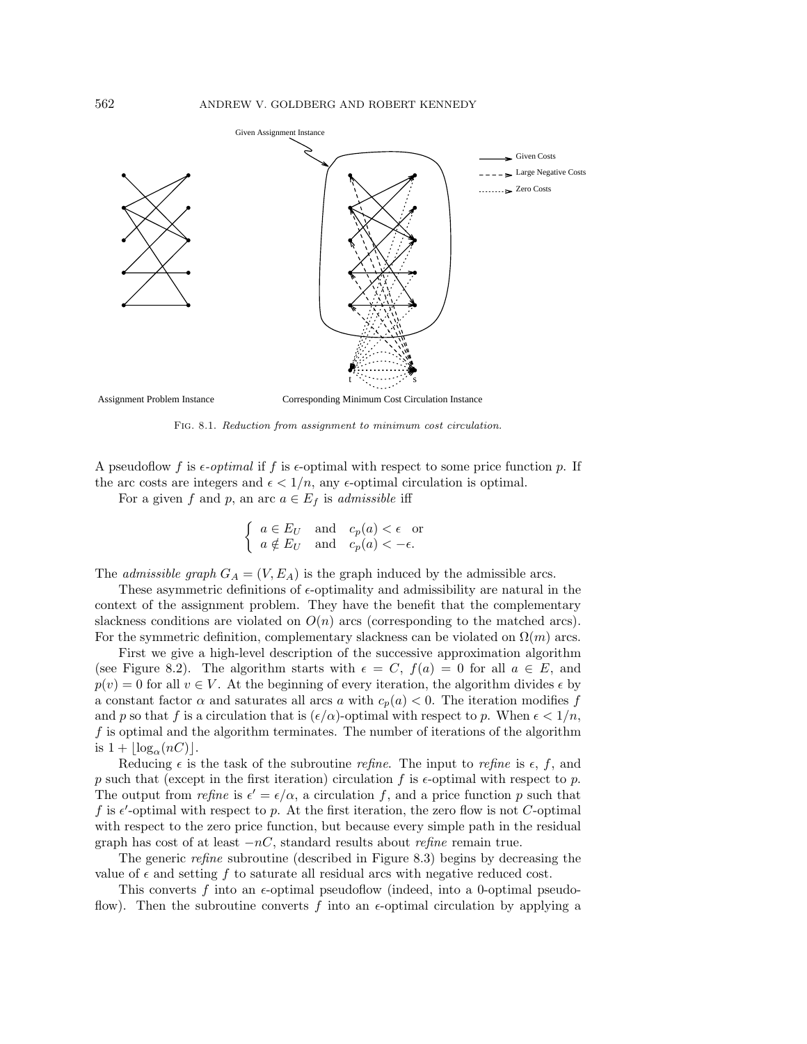Fig. 8.1. *Reduction from assignment to minimum cost circulation.*

A pseudoflow $f$ is $\epsilon$-*optimal* if $f$ is $\epsilon$-optimal with respect to some price function $p$. If the arc costs are integers and $\epsilon < 1/n$, any $\epsilon$-optimal circulation is optimal.

For a given $f$ and $p$, an arc $a \in E_f$ is *admissible* iff

$$\begin{cases} a \in E_U & \text{and} \quad c_p(a) < \epsilon \quad \text{or} \\ a \notin E_U & \text{and} \quad c_p(a) < -\epsilon. \end{cases}$$

The *admissible graph* $G_A = (V, E_A)$ is the graph induced by the admissible arcs.

These asymmetric definitions of $\epsilon$-optimality and admissibility are natural in the context of the assignment problem. They have the benefit that the complementary slackness conditions are violated on $O(n)$ arcs (corresponding to the matched arcs). For the symmetric definition, complementary slackness can be violated on $\Omega(m)$ arcs.

First we give a high-level description of the successive approximation algorithm (see Figure 8.2). The algorithm starts with $\epsilon = C$, $f(a) = 0$ for all $a \in E$, and $p(v) = 0$ for all $v \in V$. At the beginning of every iteration, the algorithm divides $\epsilon$ by a constant factor $\alpha$ and saturates all arcs $a$ with $c_p(a) < 0$. The iteration modifies $f$ and $p$ so that $f$ is a circulation that is $(\epsilon/\alpha)$-optimal with respect to $p$. When $\epsilon < 1/n$, $f$ is optimal and the algorithm terminates. The number of iterations of the algorithm is $1 + \lfloor \log_\alpha(nC) \rfloor$.

Reducing $\epsilon$ is the task of the subroutine *refine*. The input to *refine* is $\epsilon$, $f$, and $p$ such that (except in the first iteration) circulation $f$ is $\epsilon$-optimal with respect to $p$. The output from *refine* is $\epsilon' = \epsilon/\alpha$, a circulation $f$, and a price function $p$ such that $f$ is $\epsilon'$-optimal with respect to $p$. At the first iteration, the zero flow is not $C$-optimal with respect to the zero price function, but because every simple path in the residual graph has cost of at least $-nC$, standard results about *refine* remain true.

The generic *refine* subroutine (described in Figure 8.3) begins by decreasing the value of $\epsilon$ and setting $f$ to saturate all residual arcs with negative reduced cost.

This converts $f$ into an $\epsilon$-optimal pseudoflow (indeed, into a 0-optimal pseudoflow). Then the subroutine converts $f$ into an $\epsilon$-optimal circulation by applying a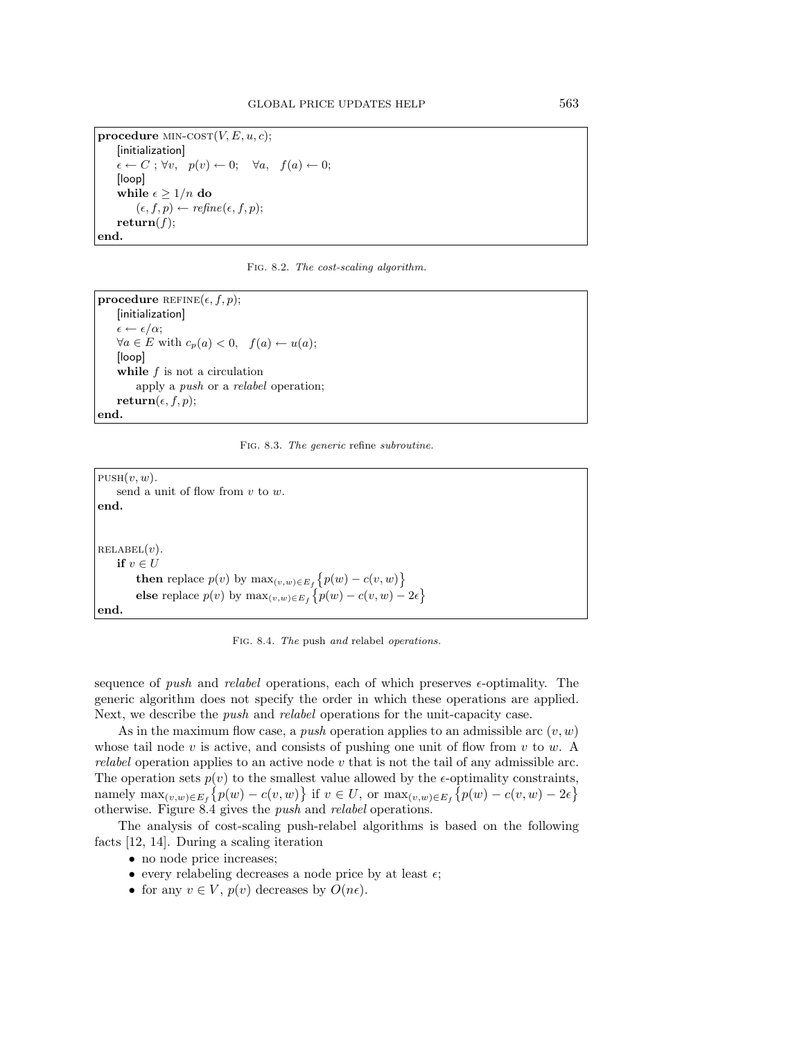```
procedure MIN-COST(V, E, u, c);
    [initialization]
    ε ← C ; ∀v,   p(v) ← 0;   ∀a,   f(a) ← 0;
    [loop]
    while ε ≥ 1/n do
        (ε, f, p) ← refine(ε, f, p);
    return(f);
end.
```

Fig. 8.2. *The cost-scaling algorithm.*

```
procedure REFINE(ε, f, p);
    [initialization]
    ε ← ε/α;
    ∀a ∈ E with c_p(a) < 0,   f(a) ← u(a);
    [loop]
    while f is not a circulation
        apply a push or a relabel operation;
    return(ε, f, p);
end.
```

Fig. 8.3. *The generic* refine *subroutine.*

```
PUSH(v, w).
    send a unit of flow from v to w.
end.


RELABEL(v).
    if v ∈ U
        then replace p(v) by max_{(v,w)∈E_f} {p(w) − c(v, w)}
        else replace p(v) by max_{(v,w)∈E_f} {p(w) − c(v, w) − 2ε}
end.
```

Fig. 8.4. *The* push *and* relabel *operations.*

sequence of *push* and *relabel* operations, each of which preserves $\epsilon$-optimality. The generic algorithm does not specify the order in which these operations are applied. Next, we describe the *push* and *relabel* operations for the unit-capacity case.

As in the maximum flow case, a *push* operation applies to an admissible arc $(v, w)$ whose tail node $v$ is active, and consists of pushing one unit of flow from $v$ to $w$. A *relabel* operation applies to an active node $v$ that is not the tail of any admissible arc. The operation sets $p(v)$ to the smallest value allowed by the $\epsilon$-optimality constraints, namely $\max_{(v,w)\in E_f}\{p(w) - c(v, w)\}$ if $v \in U$, or $\max_{(v,w)\in E_f}\{p(w) - c(v, w) - 2\epsilon\}$ otherwise. Figure 8.4 gives the *push* and *relabel* operations.

The analysis of cost-scaling push-relabel algorithms is based on the following facts [12, 14]. During a scaling iteration

- no node price increases;
- every relabeling decreases a node price by at least $\epsilon$;
- for any $v \in V$, $p(v)$ decreases by $O(n\epsilon)$.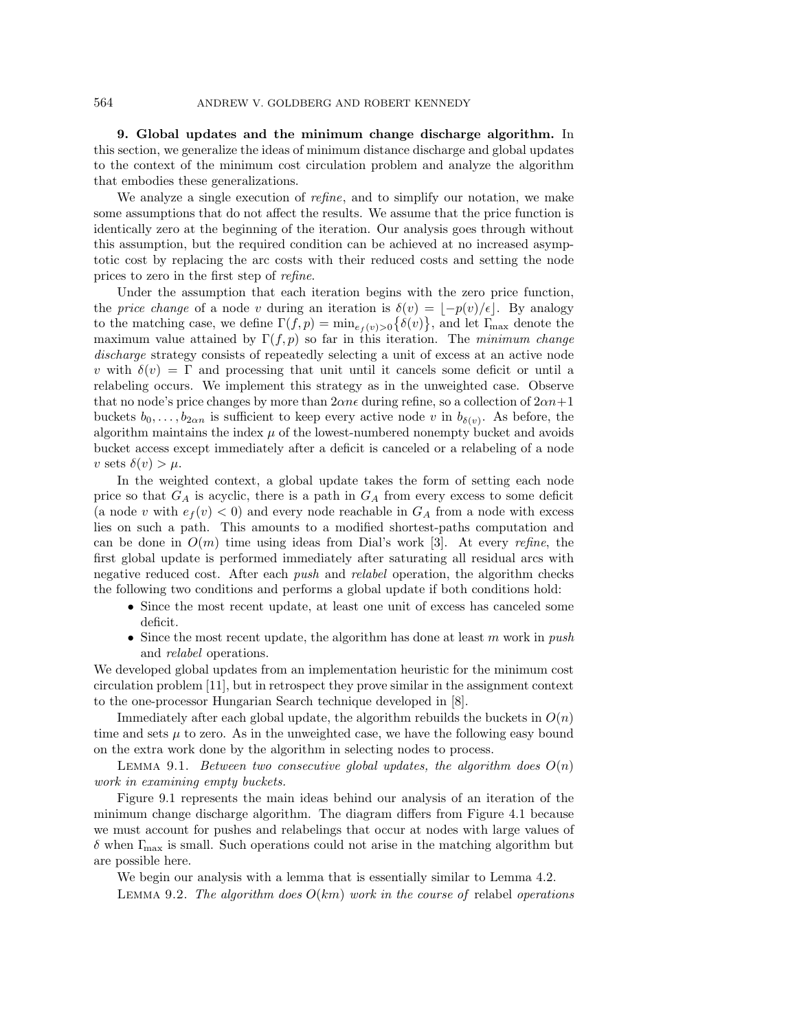**9. Global updates and the minimum change discharge algorithm.** In this section, we generalize the ideas of minimum distance discharge and global updates to the context of the minimum cost circulation problem and analyze the algorithm that embodies these generalizations.

We analyze a single execution of *refine*, and to simplify our notation, we make some assumptions that do not affect the results. We assume that the price function is identically zero at the beginning of the iteration. Our analysis goes through without this assumption, but the required condition can be achieved at no increased asymptotic cost by replacing the arc costs with their reduced costs and setting the node prices to zero in the first step of *refine*.

Under the assumption that each iteration begins with the zero price function, the *price change* of a node $v$ during an iteration is $\delta(v) = \lfloor -p(v)/\epsilon \rfloor$. By analogy to the matching case, we define $\Gamma(f, p) = \min_{e_f(v)>0}\{\delta(v)\}$, and let $\Gamma_{\max}$ denote the maximum value attained by $\Gamma(f, p)$ so far in this iteration. The *minimum change discharge* strategy consists of repeatedly selecting a unit of excess at an active node $v$ with $\delta(v) = \Gamma$ and processing that unit until it cancels some deficit or until a relabeling occurs. We implement this strategy as in the unweighted case. Observe that no node's price changes by more than $2\alpha n\epsilon$ during refine, so a collection of $2\alpha n+1$ buckets $b_0, \ldots, b_{2\alpha n}$ is sufficient to keep every active node $v$ in $b_{\delta(v)}$. As before, the algorithm maintains the index $\mu$ of the lowest-numbered nonempty bucket and avoids bucket access except immediately after a deficit is canceled or a relabeling of a node $v$ sets $\delta(v) > \mu$.

In the weighted context, a global update takes the form of setting each node price so that $G_A$ is acyclic, there is a path in $G_A$ from every excess to some deficit (a node $v$ with $e_f(v) < 0$) and every node reachable in $G_A$ from a node with excess lies on such a path. This amounts to a modified shortest-paths computation and can be done in $O(m)$ time using ideas from Dial's work [3]. At every *refine*, the first global update is performed immediately after saturating all residual arcs with negative reduced cost. After each *push* and *relabel* operation, the algorithm checks the following two conditions and performs a global update if both conditions hold:

- Since the most recent update, at least one unit of excess has canceled some deficit.
- Since the most recent update, the algorithm has done at least $m$ work in *push* and *relabel* operations.

We developed global updates from an implementation heuristic for the minimum cost circulation problem [11], but in retrospect they prove similar in the assignment context to the one-processor Hungarian Search technique developed in [8].

Immediately after each global update, the algorithm rebuilds the buckets in $O(n)$ time and sets $\mu$ to zero. As in the unweighted case, we have the following easy bound on the extra work done by the algorithm in selecting nodes to process.

Lemma 9.1. *Between two consecutive global updates, the algorithm does $O(n)$ work in examining empty buckets.*

Figure 9.1 represents the main ideas behind our analysis of an iteration of the minimum change discharge algorithm. The diagram differs from Figure 4.1 because we must account for pushes and relabelings that occur at nodes with large values of $\delta$ when $\Gamma_{\max}$ is small. Such operations could not arise in the matching algorithm but are possible here.

We begin our analysis with a lemma that is essentially similar to Lemma 4.2.

Lemma 9.2. *The algorithm does $O(km)$ work in the course of* relabel *operations*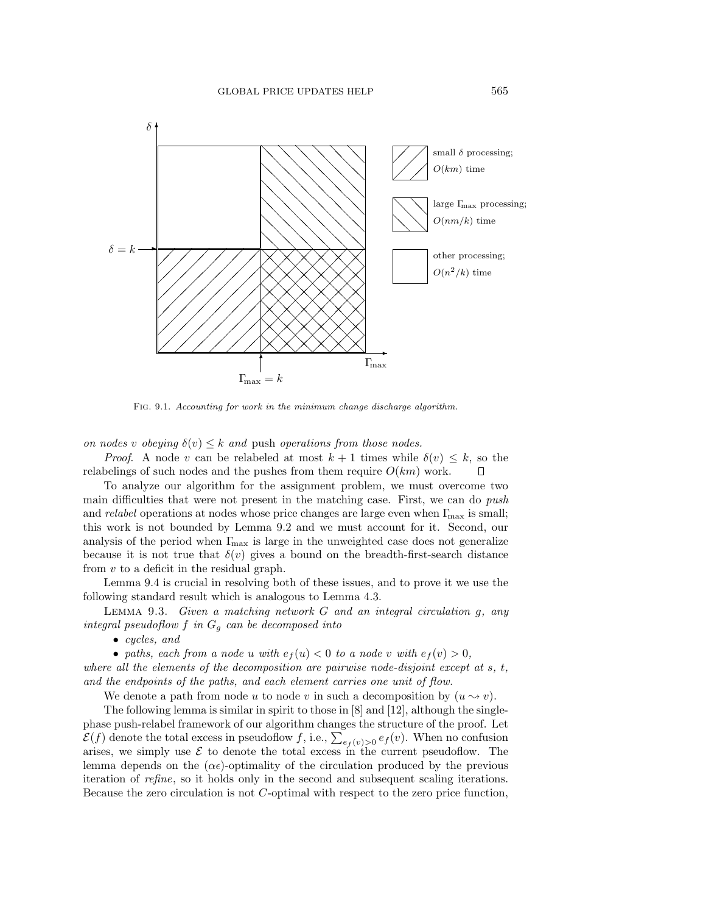Fig. 9.1. *Accounting for work in the minimum change discharge algorithm.*

*on nodes $v$ obeying $\delta(v) \leq k$ and* push *operations from those nodes.*

*Proof.* A node $v$ can be relabeled at most $k+1$ times while $\delta(v) \leq k$, so the relabelings of such nodes and the pushes from them require $O(km)$ work. □

To analyze our algorithm for the assignment problem, we must overcome two main difficulties that were not present in the matching case. First, we can do *push* and *relabel* operations at nodes whose price changes are large even when $\Gamma_{\max}$ is small; this work is not bounded by Lemma 9.2 and we must account for it. Second, our analysis of the period when $\Gamma_{\max}$ is large in the unweighted case does not generalize because it is not true that $\delta(v)$ gives a bound on the breadth-first-search distance from $v$ to a deficit in the residual graph.

Lemma 9.4 is crucial in resolving both of these issues, and to prove it we use the following standard result which is analogous to Lemma 4.3.

Lemma 9.3. *Given a matching network $G$ and an integral circulation $g$, any integral pseudoflow $f$ in $G_g$ can be decomposed into*

- *cycles, and*
- *paths, each from a node $u$ with $e_f(u) < 0$ to a node $v$ with $e_f(v) > 0$,*

*where all the elements of the decomposition are pairwise node-disjoint except at $s$, $t$, and the endpoints of the paths, and each element carries one unit of flow.*

We denote a path from node $u$ to node $v$ in such a decomposition by $(u \rightsquigarrow v)$.

The following lemma is similar in spirit to those in [8] and [12], although the single-phase push-relabel framework of our algorithm changes the structure of the proof. Let $\mathcal{E}(f)$ denote the total excess in pseudoflow $f$, i.e., $\sum_{e_f(v)>0} e_f(v)$. When no confusion arises, we simply use $\mathcal{E}$ to denote the total excess in the current pseudoflow. The lemma depends on the $(\alpha\epsilon)$-optimality of the circulation produced by the previous iteration of *refine*, so it holds only in the second and subsequent scaling iterations. Because the zero circulation is not $C$-optimal with respect to the zero price function,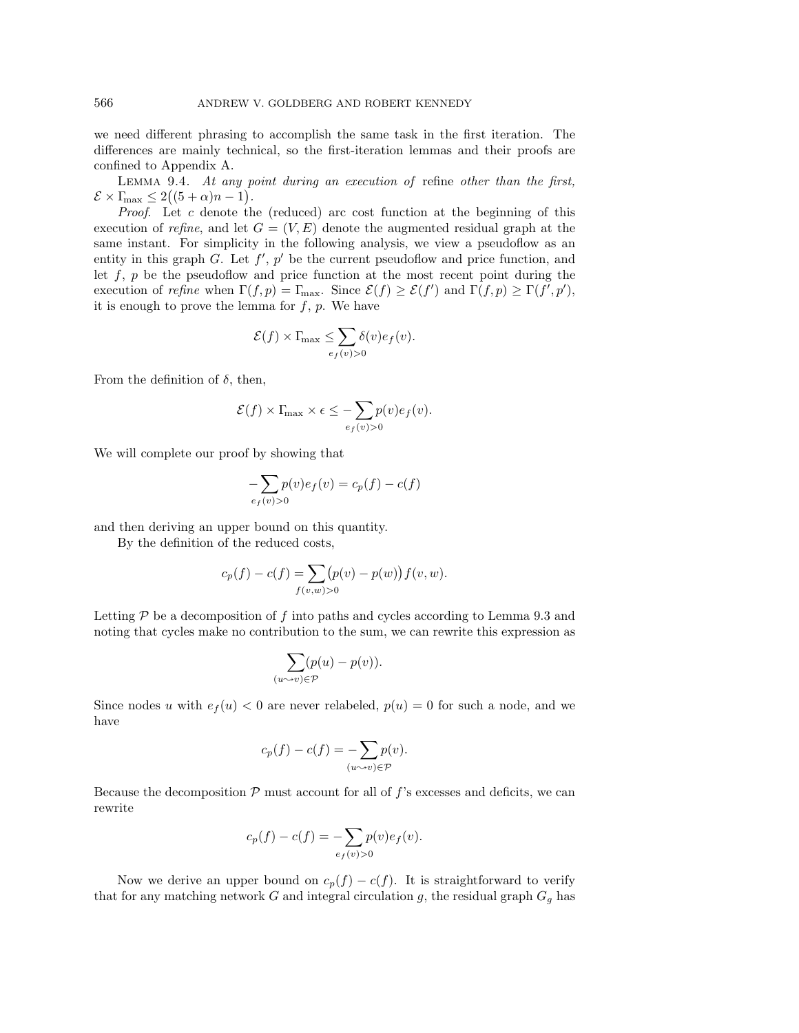we need different phrasing to accomplish the same task in the first iteration. The differences are mainly technical, so the first-iteration lemmas and their proofs are confined to Appendix A.

LEMMA 9.4. *At any point during an execution of* refine *other than the first,* $\mathcal{E} \times \Gamma_{\max} \le 2\big((5+\alpha)n - 1\big)$.

*Proof.* Let $c$ denote the (reduced) arc cost function at the beginning of this execution of *refine*, and let $G = (V, E)$ denote the augmented residual graph at the same instant. For simplicity in the following analysis, we view a pseudoflow as an entity in this graph $G$. Let $f'$, $p'$ be the current pseudoflow and price function, and let $f$, $p$ be the pseudoflow and price function at the most recent point during the execution of *refine* when $\Gamma(f, p) = \Gamma_{\max}$. Since $\mathcal{E}(f) \ge \mathcal{E}(f')$ and $\Gamma(f, p) \ge \Gamma(f', p')$, it is enough to prove the lemma for $f$, $p$. We have

$$\mathcal{E}(f) \times \Gamma_{\max} \le \sum_{e_f(v)>0} \delta(v) e_f(v).$$

From the definition of $\delta$, then,

$$\mathcal{E}(f) \times \Gamma_{\max} \times \epsilon \le -\sum_{e_f(v)>0} p(v) e_f(v).$$

We will complete our proof by showing that

$$-\sum_{e_f(v)>0} p(v) e_f(v) = c_p(f) - c(f)$$

and then deriving an upper bound on this quantity.

By the definition of the reduced costs,

$$c_p(f) - c(f) = \sum_{f(v,w)>0} \big(p(v) - p(w)\big) f(v, w).$$

Letting $\mathcal{P}$ be a decomposition of $f$ into paths and cycles according to Lemma 9.3 and noting that cycles make no contribution to the sum, we can rewrite this expression as

$$\sum_{(u \leadsto v) \in \mathcal{P}} (p(u) - p(v)).$$

Since nodes $u$ with $e_f(u) < 0$ are never relabeled, $p(u) = 0$ for such a node, and we have

$$c_p(f) - c(f) = -\sum_{(u \leadsto v) \in \mathcal{P}} p(v).$$

Because the decomposition $\mathcal{P}$ must account for all of $f$'s excesses and deficits, we can rewrite

$$c_p(f) - c(f) = -\sum_{e_f(v)>0} p(v) e_f(v).$$

Now we derive an upper bound on $c_p(f) - c(f)$. It is straightforward to verify that for any matching network $G$ and integral circulation $g$, the residual graph $G_g$ has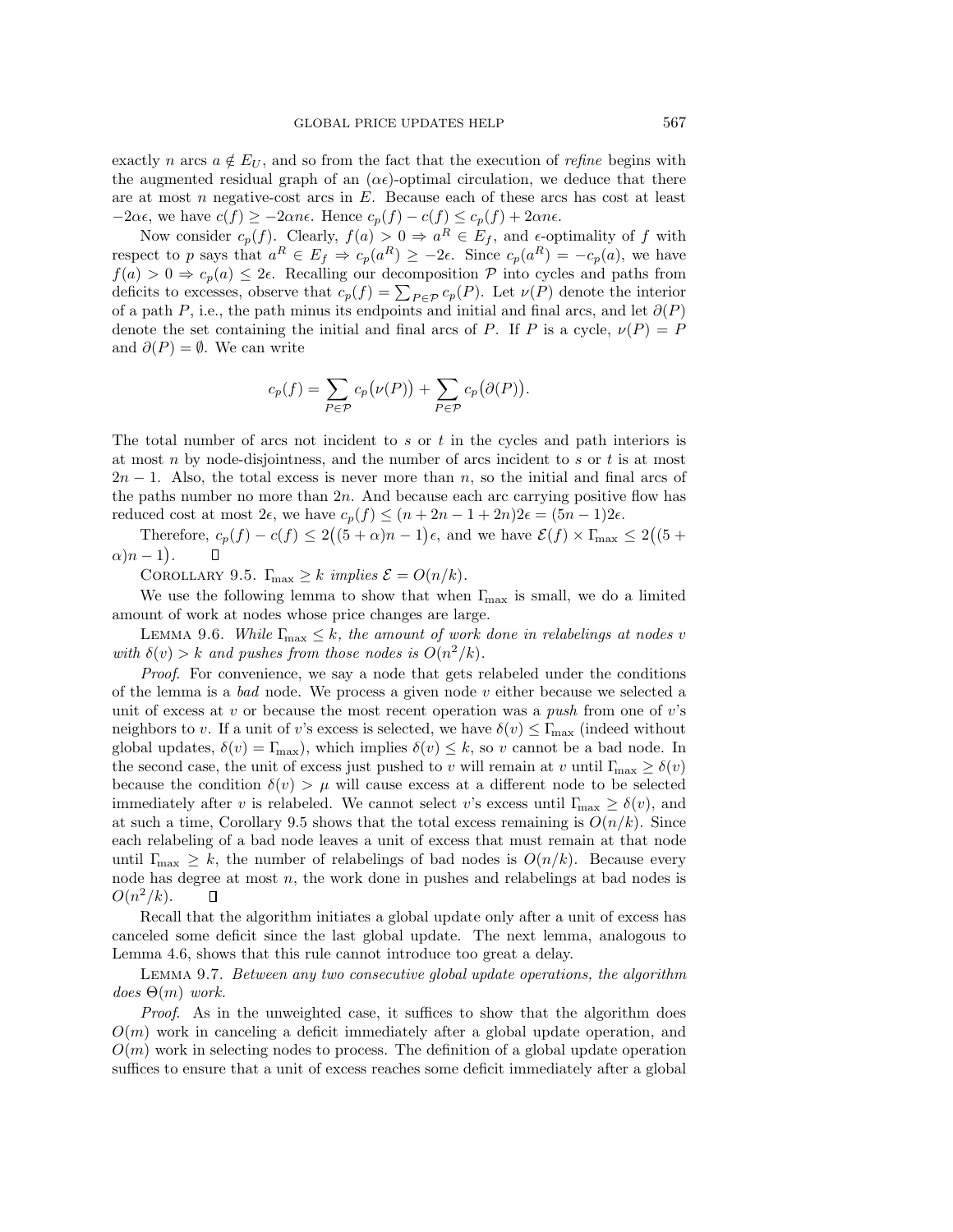exactly $n$ arcs $a \notin E_U$, and so from the fact that the execution of *refine* begins with the augmented residual graph of an $(\alpha\epsilon)$-optimal circulation, we deduce that there are at most $n$ negative-cost arcs in $E$. Because each of these arcs has cost at least $-2\alpha\epsilon$, we have $c(f) \geq -2\alpha n\epsilon$. Hence $c_p(f) - c(f) \leq c_p(f) + 2\alpha n\epsilon$.

Now consider $c_p(f)$. Clearly, $f(a) > 0 \Rightarrow a^R \in E_f$, and $\epsilon$-optimality of $f$ with respect to $p$ says that $a^R \in E_f \Rightarrow c_p(a^R) \geq -2\epsilon$. Since $c_p(a^R) = -c_p(a)$, we have $f(a) > 0 \Rightarrow c_p(a) \leq 2\epsilon$. Recalling our decomposition $\mathcal{P}$ into cycles and paths from deficits to excesses, observe that $c_p(f) = \sum_{P \in \mathcal{P}} c_p(P)$. Let $\nu(P)$ denote the interior of a path $P$, i.e., the path minus its endpoints and initial and final arcs, and let $\partial(P)$ denote the set containing the initial and final arcs of $P$. If $P$ is a cycle, $\nu(P) = P$ and $\partial(P) = \emptyset$. We can write

$$c_p(f) = \sum_{P \in \mathcal{P}} c_p\big(\nu(P)\big) + \sum_{P \in \mathcal{P}} c_p\big(\partial(P)\big).$$

The total number of arcs not incident to $s$ or $t$ in the cycles and path interiors is at most $n$ by node-disjointness, and the number of arcs incident to $s$ or $t$ is at most $2n - 1$. Also, the total excess is never more than $n$, so the initial and final arcs of the paths number no more than $2n$. And because each arc carrying positive flow has reduced cost at most $2\epsilon$, we have $c_p(f) \leq (n + 2n - 1 + 2n)2\epsilon = (5n - 1)2\epsilon$.

Therefore, $c_p(f) - c(f) \leq 2\big((5 + \alpha)n - 1\big)\epsilon$, and we have $\mathcal{E}(f) \times \Gamma_{\max} \leq 2\big((5 + \alpha)n - 1\big)$. $\square$

COROLLARY 9.5. *$\Gamma_{\max} \geq k$ implies $\mathcal{E} = O(n/k)$.*

We use the following lemma to show that when $\Gamma_{\max}$ is small, we do a limited amount of work at nodes whose price changes are large.

LEMMA 9.6. *While $\Gamma_{\max} \leq k$, the amount of work done in relabelings at nodes $v$ with $\delta(v) > k$ and pushes from those nodes is $O(n^2/k)$.*

*Proof.* For convenience, we say a node that gets relabeled under the conditions of the lemma is a *bad* node. We process a given node $v$ either because we selected a unit of excess at $v$ or because the most recent operation was a *push* from one of $v$'s neighbors to $v$. If a unit of $v$'s excess is selected, we have $\delta(v) \leq \Gamma_{\max}$ (indeed without global updates, $\delta(v) = \Gamma_{\max}$), which implies $\delta(v) \leq k$, so $v$ cannot be a bad node. In the second case, the unit of excess just pushed to $v$ will remain at $v$ until $\Gamma_{\max} \geq \delta(v)$ because the condition $\delta(v) > \mu$ will cause excess at a different node to be selected immediately after $v$ is relabeled. We cannot select $v$'s excess until $\Gamma_{\max} \geq \delta(v)$, and at such a time, Corollary 9.5 shows that the total excess remaining is $O(n/k)$. Since each relabeling of a bad node leaves a unit of excess that must remain at that node until $\Gamma_{\max} \geq k$, the number of relabelings of bad nodes is $O(n/k)$. Because every node has degree at most $n$, the work done in pushes and relabelings at bad nodes is $O(n^2/k)$. $\square$

Recall that the algorithm initiates a global update only after a unit of excess has canceled some deficit since the last global update. The next lemma, analogous to Lemma 4.6, shows that this rule cannot introduce too great a delay.

LEMMA 9.7. *Between any two consecutive global update operations, the algorithm does $\Theta(m)$ work.*

*Proof.* As in the unweighted case, it suffices to show that the algorithm does $O(m)$ work in canceling a deficit immediately after a global update operation, and $O(m)$ work in selecting nodes to process. The definition of a global update operation suffices to ensure that a unit of excess reaches some deficit immediately after a global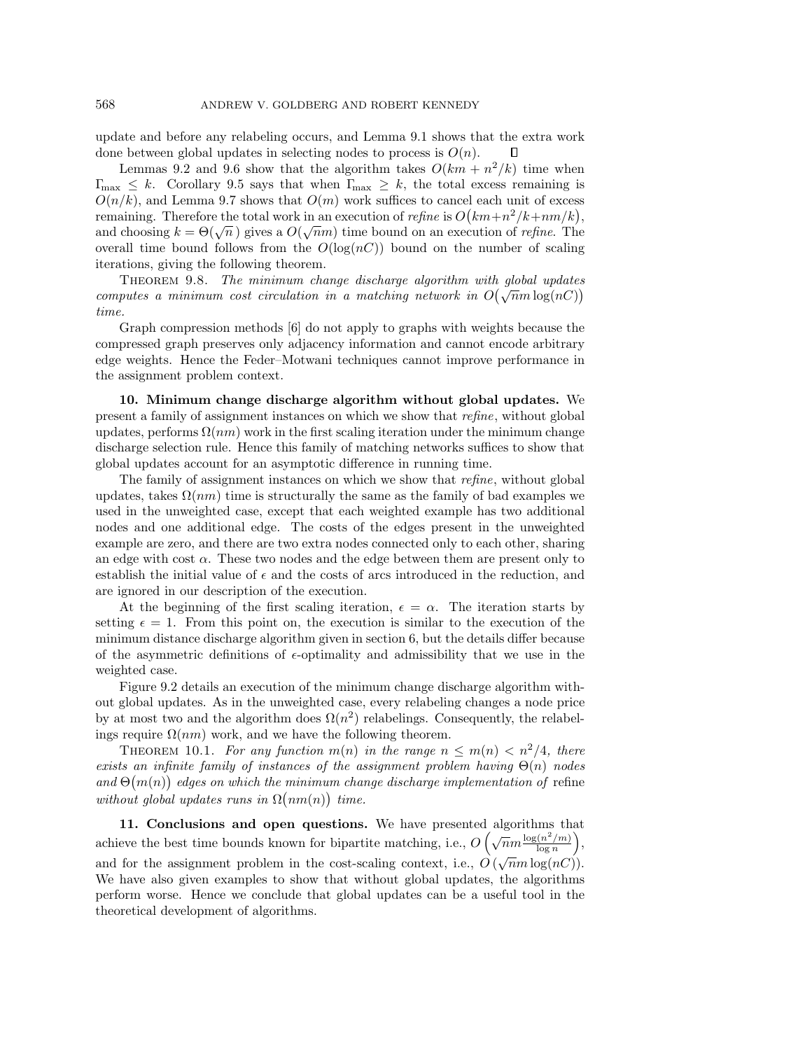update and before any relabeling occurs, and Lemma 9.1 shows that the extra work done between global updates in selecting nodes to process is $O(n)$. ∎

Lemmas 9.2 and 9.6 show that the algorithm takes $O(km + n^2/k)$ time when $\Gamma_{\max} \leq k$. Corollary 9.5 says that when $\Gamma_{\max} \geq k$, the total excess remaining is $O(n/k)$, and Lemma 9.7 shows that $O(m)$ work suffices to cancel each unit of excess remaining. Therefore the total work in an execution of *refine* is $O\big(km+n^2/k+nm/k\big)$, and choosing $k = \Theta(\sqrt{n}\,)$ gives a $O(\sqrt{n}m)$ time bound on an execution of *refine*. The overall time bound follows from the $O(\log(nC))$ bound on the number of scaling iterations, giving the following theorem.

THEOREM 9.8. *The minimum change discharge algorithm with global updates computes a minimum cost circulation in a matching network in* $O\big(\sqrt{n}m\log(nC)\big)$ *time.*

Graph compression methods [6] do not apply to graphs with weights because the compressed graph preserves only adjacency information and cannot encode arbitrary edge weights. Hence the Feder–Motwani techniques cannot improve performance in the assignment problem context.

**10. Minimum change discharge algorithm without global updates.** We present a family of assignment instances on which we show that *refine*, without global updates, performs $\Omega(nm)$ work in the first scaling iteration under the minimum change discharge selection rule. Hence this family of matching networks suffices to show that global updates account for an asymptotic difference in running time.

The family of assignment instances on which we show that *refine*, without global updates, takes $\Omega(nm)$ time is structurally the same as the family of bad examples we used in the unweighted case, except that each weighted example has two additional nodes and one additional edge. The costs of the edges present in the unweighted example are zero, and there are two extra nodes connected only to each other, sharing an edge with cost $\alpha$. These two nodes and the edge between them are present only to establish the initial value of $\epsilon$ and the costs of arcs introduced in the reduction, and are ignored in our description of the execution.

At the beginning of the first scaling iteration, $\epsilon = \alpha$. The iteration starts by setting $\epsilon = 1$. From this point on, the execution is similar to the execution of the minimum distance discharge algorithm given in section 6, but the details differ because of the asymmetric definitions of $\epsilon$-optimality and admissibility that we use in the weighted case.

Figure 9.2 details an execution of the minimum change discharge algorithm without global updates. As in the unweighted case, every relabeling changes a node price by at most two and the algorithm does $\Omega(n^2)$ relabelings. Consequently, the relabelings require $\Omega(nm)$ work, and we have the following theorem.

THEOREM 10.1. *For any function $m(n)$ in the range $n \leq m(n) < n^2/4$, there exists an infinite family of instances of the assignment problem having $\Theta(n)$ nodes and $\Theta\big(m(n)\big)$ edges on which the minimum change discharge implementation of* refine *without global updates runs in $\Omega\big(nm(n)\big)$ time.*

**11. Conclusions and open questions.** We have presented algorithms that achieve the best time bounds known for bipartite matching, i.e., $O\left(\sqrt{n}m\frac{\log(n^2/m)}{\log n}\right)$, and for the assignment problem in the cost-scaling context, i.e., $O\left(\sqrt{n}m\log(nC)\right)$. We have also given examples to show that without global updates, the algorithms perform worse. Hence we conclude that global updates can be a useful tool in the theoretical development of algorithms.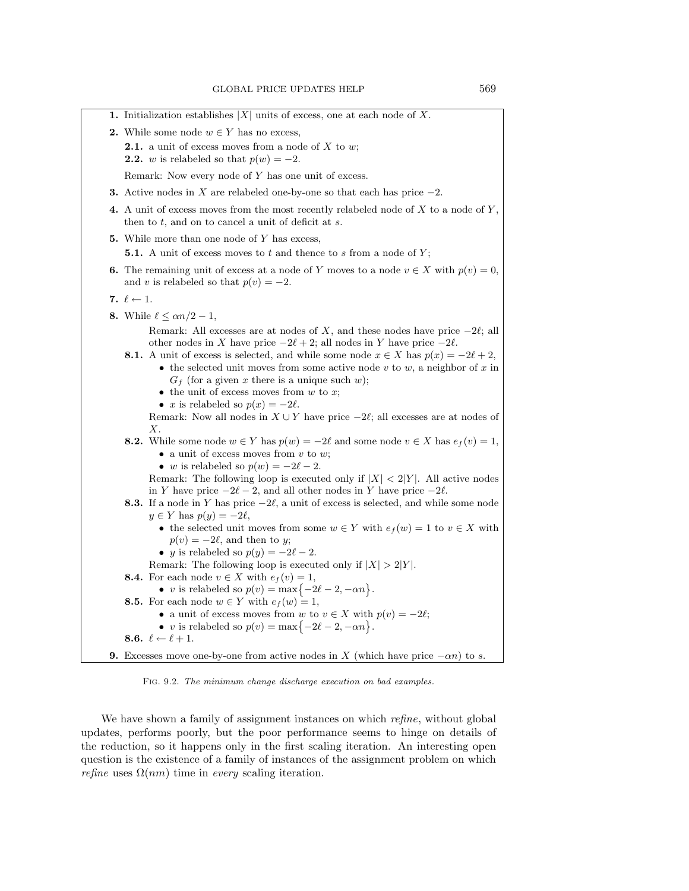**1.** Initialization establishes $|X|$ units of excess, one at each node of $X$.

**2.** While some node $w \in Y$ has no excess,

- **2.1.** a unit of excess moves from a node of $X$ to $w$;
- **2.2.** $w$ is relabeled so that $p(w) = -2$.

Remark: Now every node of $Y$ has one unit of excess.

**3.** Active nodes in $X$ are relabeled one-by-one so that each has price $-2$.

**4.** A unit of excess moves from the most recently relabeled node of $X$ to a node of $Y$, then to $t$, and on to cancel a unit of deficit at $s$.

**5.** While more than one node of $Y$ has excess,

- **5.1.** A unit of excess moves to $t$ and thence to $s$ from a node of $Y$;

**6.** The remaining unit of excess at a node of $Y$ moves to a node $v \in X$ with $p(v) = 0$, and $v$ is relabeled so that $p(v) = -2$.

**7.** $\ell \leftarrow 1$.

**8.** While $\ell \leq \alpha n/2 - 1$,

Remark: All excesses are at nodes of $X$, and these nodes have price $-2\ell$; all other nodes in $X$ have price $-2\ell + 2$; all nodes in $Y$ have price $-2\ell$.

- **8.1.** A unit of excess is selected, and while some node $x \in X$ has $p(x) = -2\ell + 2$,
  - the selected unit moves from some active node $v$ to $w$, a neighbor of $x$ in $G_f$ (for a given $x$ there is a unique such $w$);
  - the unit of excess moves from $w$ to $x$;
  - $x$ is relabeled so $p(x) = -2\ell$.

  Remark: Now all nodes in $X \cup Y$ have price $-2\ell$; all excesses are at nodes of $X$.
- **8.2.** While some node $w \in Y$ has $p(w) = -2\ell$ and some node $v \in X$ has $e_f(v) = 1$,
  - a unit of excess moves from $v$ to $w$;
  - $w$ is relabeled so $p(w) = -2\ell - 2$.

  Remark: The following loop is executed only if $|X| < 2|Y|$. All active nodes in $Y$ have price $-2\ell - 2$, and all other nodes in $Y$ have price $-2\ell$.
- **8.3.** If a node in $Y$ has price $-2\ell$, a unit of excess is selected, and while some node $y \in Y$ has $p(y) = -2\ell$,
  - the selected unit moves from some $w \in Y$ with $e_f(w) = 1$ to $v \in X$ with $p(v) = -2\ell$, and then to $y$;
  - $y$ is relabeled so $p(y) = -2\ell - 2$.

  Remark: The following loop is executed only if $|X| > 2|Y|$.
- **8.4.** For each node $v \in X$ with $e_f(v) = 1$,
  - $v$ is relabeled so $p(v) = \max\{-2\ell - 2, -\alpha n\}$.
- **8.5.** For each node $w \in Y$ with $e_f(w) = 1$,
  - a unit of excess moves from $w$ to $v \in X$ with $p(v) = -2\ell$;
  - $v$ is relabeled so $p(v) = \max\{-2\ell - 2, -\alpha n\}$.
- **8.6.** $\ell \leftarrow \ell + 1$.

**9.** Excesses move one-by-one from active nodes in $X$ (which have price $-\alpha n$) to $s$.

Fig. 9.2. *The minimum change discharge execution on bad examples.*

We have shown a family of assignment instances on which *refine*, without global updates, performs poorly, but the poor performance seems to hinge on details of the reduction, so it happens only in the first scaling iteration. An interesting open question is the existence of a family of instances of the assignment problem on which *refine* uses $\Omega(nm)$ time in *every* scaling iteration.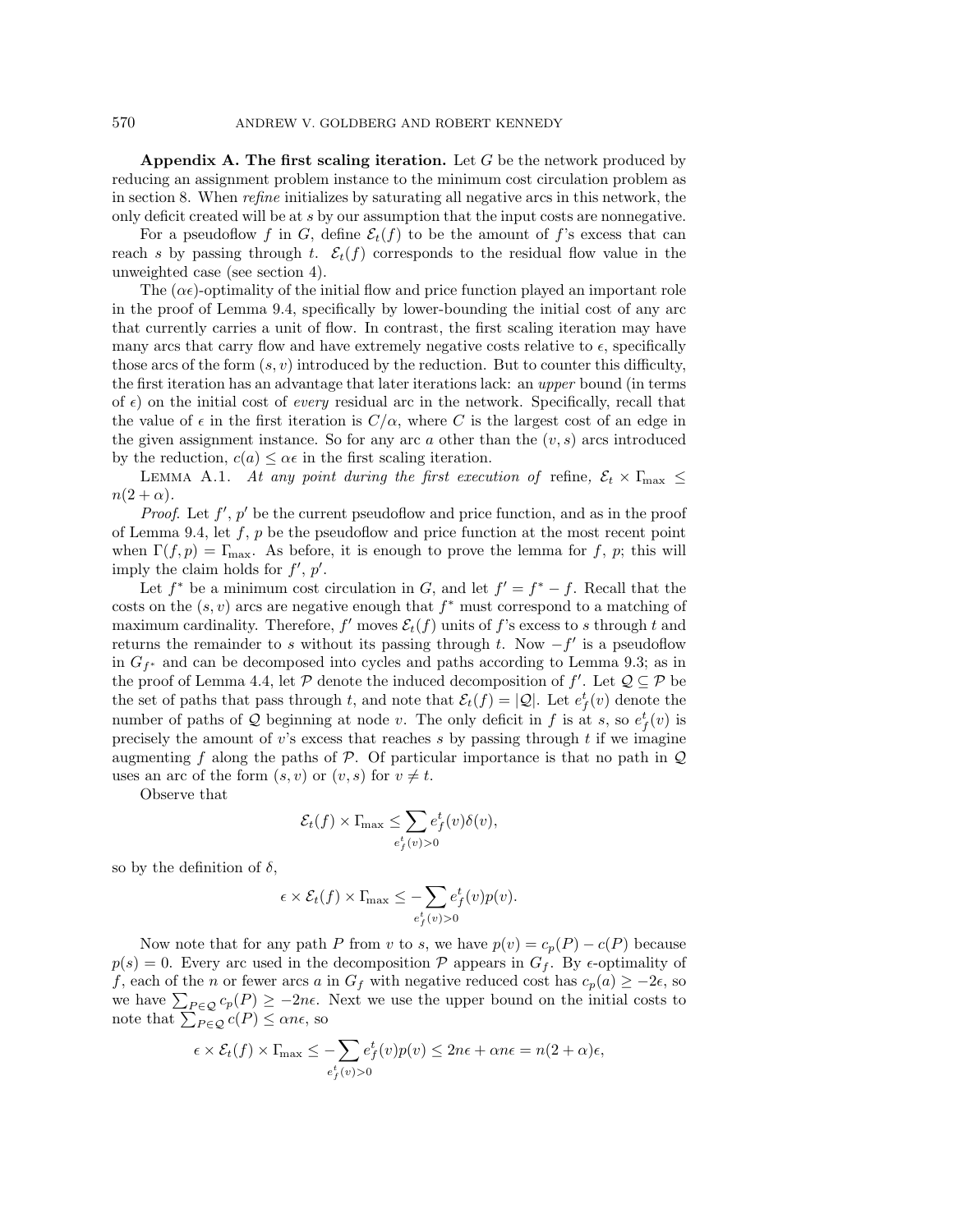**Appendix A. The first scaling iteration.** Let $G$ be the network produced by reducing an assignment problem instance to the minimum cost circulation problem as in section 8. When *refine* initializes by saturating all negative arcs in this network, the only deficit created will be at $s$ by our assumption that the input costs are nonnegative.

For a pseudoflow $f$ in $G$, define $\mathcal{E}_t(f)$ to be the amount of $f$'s excess that can reach $s$ by passing through $t$. $\mathcal{E}_t(f)$ corresponds to the residual flow value in the unweighted case (see section 4).

The $(\alpha\epsilon)$-optimality of the initial flow and price function played an important role in the proof of Lemma 9.4, specifically by lower-bounding the initial cost of any arc that currently carries a unit of flow. In contrast, the first scaling iteration may have many arcs that carry flow and have extremely negative costs relative to $\epsilon$, specifically those arcs of the form $(s, v)$ introduced by the reduction. But to counter this difficulty, the first iteration has an advantage that later iterations lack: an *upper* bound (in terms of $\epsilon$) on the initial cost of *every* residual arc in the network. Specifically, recall that the value of $\epsilon$ in the first iteration is $C/\alpha$, where $C$ is the largest cost of an edge in the given assignment instance. So for any arc $a$ other than the $(v, s)$ arcs introduced by the reduction, $c(a) \leq \alpha\epsilon$ in the first scaling iteration.

LEMMA A.1. *At any point during the first execution of* refine*,* $\mathcal{E}_t \times \Gamma_{\max} \leq n(2 + \alpha)$.

*Proof.* Let $f'$, $p'$ be the current pseudoflow and price function, and as in the proof of Lemma 9.4, let $f$, $p$ be the pseudoflow and price function at the most recent point when $\Gamma(f, p) = \Gamma_{\max}$. As before, it is enough to prove the lemma for $f$, $p$; this will imply the claim holds for $f'$, $p'$.

Let $f^*$ be a minimum cost circulation in $G$, and let $f' = f^* - f$. Recall that the costs on the $(s, v)$ arcs are negative enough that $f^*$ must correspond to a matching of maximum cardinality. Therefore, $f'$ moves $\mathcal{E}_t(f)$ units of $f$'s excess to $s$ through $t$ and returns the remainder to $s$ without its passing through $t$. Now $-f'$ is a pseudoflow in $G_{f^*}$ and can be decomposed into cycles and paths according to Lemma 9.3; as in the proof of Lemma 4.4, let $\mathcal{P}$ denote the induced decomposition of $f'$. Let $\mathcal{Q} \subseteq \mathcal{P}$ be the set of paths that pass through $t$, and note that $\mathcal{E}_t(f) = |\mathcal{Q}|$. Let $e_f^t(v)$ denote the number of paths of $\mathcal{Q}$ beginning at node $v$. The only deficit in $f$ is at $s$, so $e_f^t(v)$ is precisely the amount of $v$'s excess that reaches $s$ by passing through $t$ if we imagine augmenting $f$ along the paths of $\mathcal{P}$. Of particular importance is that no path in $\mathcal{Q}$ uses an arc of the form $(s, v)$ or $(v, s)$ for $v \neq t$.

Observe that

$$\mathcal{E}_t(f) \times \Gamma_{\max} \leq \sum_{e_f^t(v) > 0} e_f^t(v)\delta(v),$$

so by the definition of $\delta$,

$$\epsilon \times \mathcal{E}_t(f) \times \Gamma_{\max} \leq -\sum_{e_f^t(v) > 0} e_f^t(v)p(v).$$

Now note that for any path $P$ from $v$ to $s$, we have $p(v) = c_p(P) - c(P)$ because $p(s) = 0$. Every arc used in the decomposition $\mathcal{P}$ appears in $G_f$. By $\epsilon$-optimality of $f$, each of the $n$ or fewer arcs $a$ in $G_f$ with negative reduced cost has $c_p(a) \geq -2\epsilon$, so we have $\sum_{P \in \mathcal{Q}} c_p(P) \geq -2n\epsilon$. Next we use the upper bound on the initial costs to note that $\sum_{P \in \mathcal{Q}} c(P) \leq \alpha n\epsilon$, so

$$\epsilon \times \mathcal{E}_t(f) \times \Gamma_{\max} \leq -\sum_{e_f^t(v) > 0} e_f^t(v)p(v) \leq 2n\epsilon + \alpha n\epsilon = n(2 + \alpha)\epsilon,$$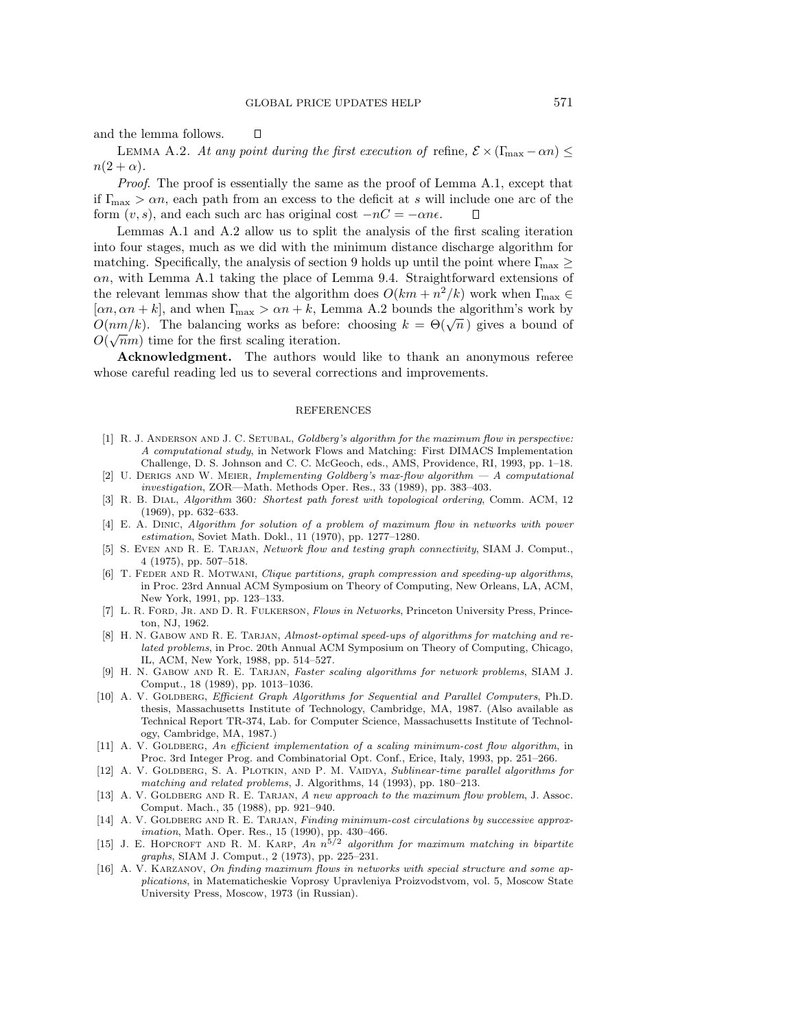and the lemma follows. ∎

Lemma A.2. *At any point during the first execution of* refine*,* $\mathcal{E} \times (\Gamma_{\max} - \alpha n) \leq n(2 + \alpha)$.

*Proof*. The proof is essentially the same as the proof of Lemma A.1, except that if $\Gamma_{\max} > \alpha n$, each path from an excess to the deficit at $s$ will include one arc of the form $(v, s)$, and each such arc has original cost $-nC = -\alpha n \epsilon$. ∎

Lemmas A.1 and A.2 allow us to split the analysis of the first scaling iteration into four stages, much as we did with the minimum distance discharge algorithm for matching. Specifically, the analysis of section 9 holds up until the point where $\Gamma_{\max} \geq \alpha n$, with Lemma A.1 taking the place of Lemma 9.4. Straightforward extensions of the relevant lemmas show that the algorithm does $O(km + n^2/k)$ work when $\Gamma_{\max} \in [\alpha n, \alpha n + k]$, and when $\Gamma_{\max} > \alpha n + k$, Lemma A.2 bounds the algorithm's work by $O(nm/k)$. The balancing works as before: choosing $k = \Theta(\sqrt{n})$ gives a bound of $O(\sqrt{n}m)$ time for the first scaling iteration.

**Acknowledgment.** The authors would like to thank an anonymous referee whose careful reading led us to several corrections and improvements.

## REFERENCES

[1] R. J. Anderson and J. C. Setubal, *Goldberg's algorithm for the maximum flow in perspective: A computational study*, in Network Flows and Matching: First DIMACS Implementation Challenge, D. S. Johnson and C. C. McGeoch, eds., AMS, Providence, RI, 1993, pp. 1–18.

[2] U. Derigs and W. Meier, *Implementing Goldberg's max-flow algorithm — A computational investigation*, ZOR—Math. Methods Oper. Res., 33 (1989), pp. 383–403.

[3] R. B. Dial, *Algorithm* 360*: Shortest path forest with topological ordering*, Comm. ACM, 12 (1969), pp. 632–633.

[4] E. A. Dinic, *Algorithm for solution of a problem of maximum flow in networks with power estimation*, Soviet Math. Dokl., 11 (1970), pp. 1277–1280.

[5] S. Even and R. E. Tarjan, *Network flow and testing graph connectivity*, SIAM J. Comput., 4 (1975), pp. 507–518.

[6] T. Feder and R. Motwani, *Clique partitions, graph compression and speeding-up algorithms*, in Proc. 23rd Annual ACM Symposium on Theory of Computing, New Orleans, LA, ACM, New York, 1991, pp. 123–133.

[7] L. R. Ford, Jr. and D. R. Fulkerson, *Flows in Networks*, Princeton University Press, Princeton, NJ, 1962.

[8] H. N. Gabow and R. E. Tarjan, *Almost-optimal speed-ups of algorithms for matching and related problems*, in Proc. 20th Annual ACM Symposium on Theory of Computing, Chicago, IL, ACM, New York, 1988, pp. 514–527.

[9] H. N. Gabow and R. E. Tarjan, *Faster scaling algorithms for network problems*, SIAM J. Comput., 18 (1989), pp. 1013–1036.

[10] A. V. Goldberg, *Efficient Graph Algorithms for Sequential and Parallel Computers*, Ph.D. thesis, Massachusetts Institute of Technology, Cambridge, MA, 1987. (Also available as Technical Report TR-374, Lab. for Computer Science, Massachusetts Institute of Technology, Cambridge, MA, 1987.)

[11] A. V. Goldberg, *An efficient implementation of a scaling minimum-cost flow algorithm*, in Proc. 3rd Integer Prog. and Combinatorial Opt. Conf., Erice, Italy, 1993, pp. 251–266.

[12] A. V. Goldberg, S. A. Plotkin, and P. M. Vaidya, *Sublinear-time parallel algorithms for matching and related problems*, J. Algorithms, 14 (1993), pp. 180–213.

[13] A. V. Goldberg and R. E. Tarjan, *A new approach to the maximum flow problem*, J. Assoc. Comput. Mach., 35 (1988), pp. 921–940.

[14] A. V. Goldberg and R. E. Tarjan, *Finding minimum-cost circulations by successive approximation*, Math. Oper. Res., 15 (1990), pp. 430–466.

[15] J. E. Hopcroft and R. M. Karp, *An $n^{5/2}$ algorithm for maximum matching in bipartite graphs*, SIAM J. Comput., 2 (1973), pp. 225–231.

[16] A. V. Karzanov, *On finding maximum flows in networks with special structure and some applications*, in Matematicheskie Voprosy Upravleniya Proizvodstvom, vol. 5, Moscow State University Press, Moscow, 1973 (in Russian).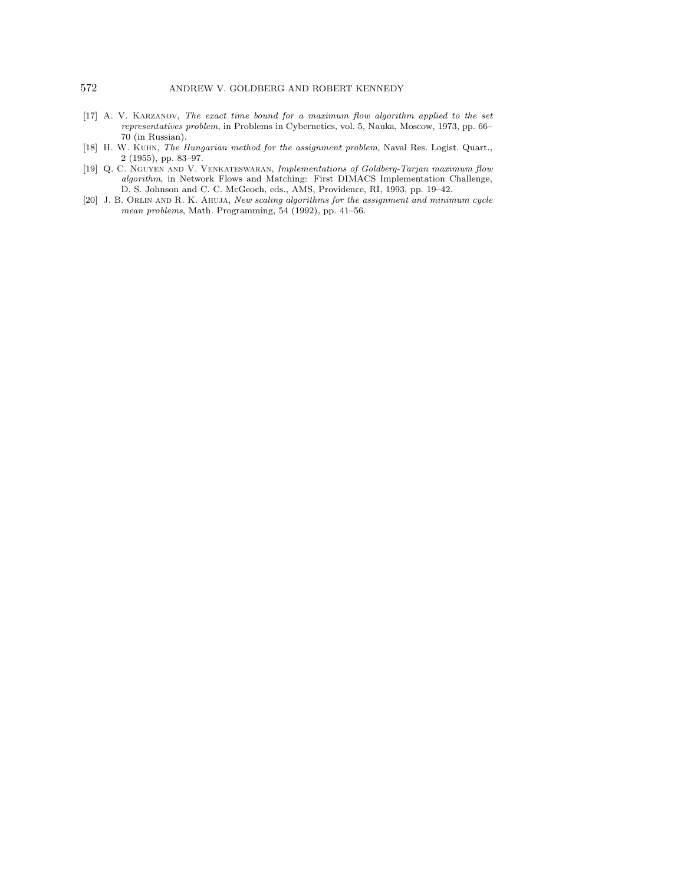[17] A. V. Karzanov, *The exact time bound for a maximum flow algorithm applied to the set representatives problem*, in Problems in Cybernetics, vol. 5, Nauka, Moscow, 1973, pp. 66–70 (in Russian).

[18] H. W. Kuhn, *The Hungarian method for the assignment problem*, Naval Res. Logist. Quart., 2 (1955), pp. 83–97.

[19] Q. C. Nguyen and V. Venkateswaran, *Implementations of Goldberg-Tarjan maximum flow algorithm*, in Network Flows and Matching: First DIMACS Implementation Challenge, D. S. Johnson and C. C. McGeoch, eds., AMS, Providence, RI, 1993, pp. 19–42.

[20] J. B. Orlin and R. K. Ahuja, *New scaling algorithms for the assignment and minimum cycle mean problems*, Math. Programming, 54 (1992), pp. 41–56.